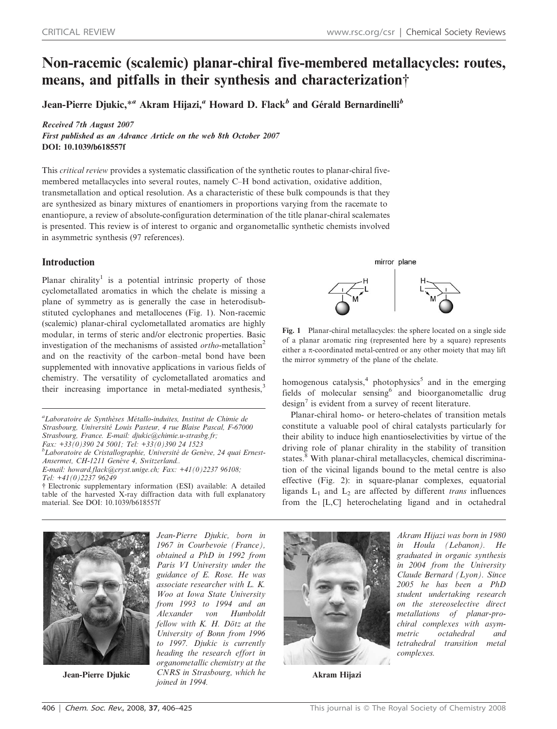# Non-racemic (scalemic) planar-chiral five-membered metallacycles: routes, means, and pitfalls in their synthesis and characterization†

Jean-Pierre Djukic,*[a] Akram Hijazi,[a] Howard D. Flack[b] and Gérald Bernardinelli[b]

*Received 7th August 2007*

*First published as an Advance Article on the web 8th October 2007*

**DOI: 10.1039/b618557f**

This *critical review* provides a systematic classification of the synthetic routes to planar-chiral five-membered metallacycles into several routes, namely C–H bond activation, oxidative addition, transmetallation and optical resolution. As a characteristic of these bulk compounds is that they are synthesized as binary mixtures of enantiomers in proportions varying from the racemate to enantiopure, a review of absolute-configuration determination of the title planar-chiral scalemates is presented. This review is of interest to organic and organometallic synthetic chemists involved in asymmetric synthesis (97 references).

## Introduction

Planar chirality[1] is a potential intrinsic property of those cyclometallated aromatics in which the chelate is missing a plane of symmetry as is generally the case in heterodisubstituted cyclophanes and metallocenes (Fig. 1). Non-racemic (scalemic) planar-chiral cyclometallated aromatics are highly modular, in terms of steric and/or electronic properties. Basic investigation of the mechanisms of assisted *ortho*-metallation[2] and on the reactivity of the carbon–metal bond have been supplemented with innovative applications in various fields of chemistry. The versatility of cyclometallated aromatics and their increasing importance in metal-mediated synthesis,[3] homogenous catalysis,[4] photophysics[5] and in the emerging fields of molecular sensing[6] and bioorganometallic drug design[7] is evident from a survey of recent literature.

Fig. 1 Planar-chiral metallacycles: the sphere located on a single side of a planar aromatic ring (represented here by a square) represents either a π-coordinated metal-centred or any other moiety that may lift the mirror symmetry of the plane of the chelate.

Planar-chiral homo- or hetero-chelates of transition metals constitute a valuable pool of chiral catalysts particularly for their ability to induce high enantioselectivities by virtue of the driving role of planar chirality in the stability of transition states.[8] With planar-chiral metallacycles, chemical discrimination of the vicinal ligands bound to the metal centre is also effective (Fig. 2): in square-planar complexes, equatorial ligands $L_1$ and $L_2$ are affected by different *trans* influences from the [L,C] heterochelating ligand and in octahedral

---

[a] Laboratoire de Synthèses Métallo-induites, Institut de Chimie de Strasbourg, Université Louis Pasteur, 4 rue Blaise Pascal, F-67000 Strasbourg, France. E-mail: djukic@chimie.u-strasbg.fr; Fax: +33(0)390 24 5001; Tel: +33(0)390 24 1523

[b] Laboratoire de Cristallographie, Université de Genève, 24 quai Ernest-Ansermet, CH-1211 Genève 4, Switzerland.. E-mail: howard.flack@cryst.unige.ch; Fax: +41(0)2237 96108; Tel: +41(0)2237 96249

† Electronic supplementary information (ESI) available: A detailed table of the harvested X-ray diffraction data with full explanatory material. See DOI: 10.1039/b618557f

---

**Jean-Pierre Djukic**

*Jean-Pierre Djukic, born in 1967 in Courbevoie (France), obtained a PhD in 1992 from Paris VI University under the guidance of E. Rose. He was associate researcher with L. K. Woo at Iowa State University from 1993 to 1994 and an Alexander von Humboldt fellow with K. H. Dötz at the University of Bonn from 1996 to 1997. Djukic is currently heading the research effort in organometallic chemistry at the CNRS in Strasbourg, which he joined in 1994.*

**Akram Hijazi**

*Akram Hijazi was born in 1980 in Houla (Lebanon). He graduated in organic synthesis in 2004 from the University Claude Bernard (Lyon). Since 2005 he has been a PhD student undertaking research on the stereoselective direct metallations of planar-pro-chiral complexes with asymmetric octahedral and tetrahedral transition metal complexes.*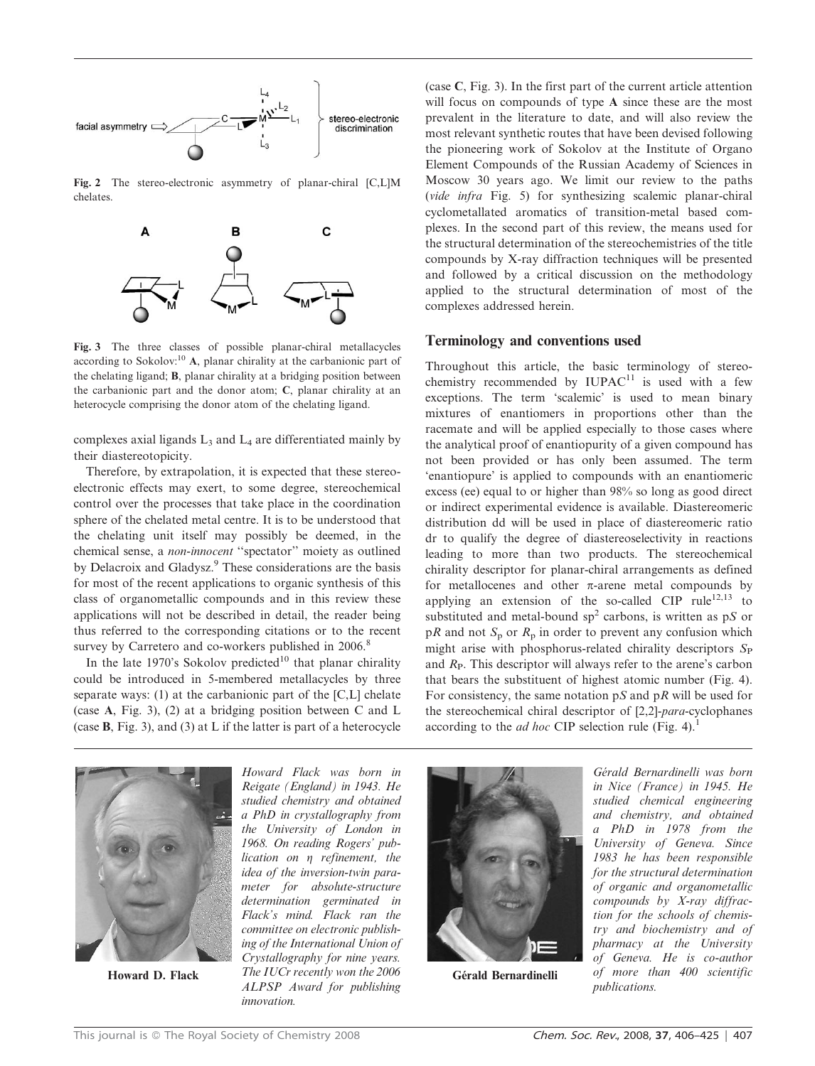Fig. 2 The stereo-electronic asymmetry of planar-chiral [C,L]M chelates.

Fig. 3 The three classes of possible planar-chiral metallacycles according to Sokolov:[10] **A**, planar chirality at the carbanionic part of the chelating ligand; **B**, planar chirality at a bridging position between the carbanionic part and the donor atom; **C**, planar chirality at an heterocycle comprising the donor atom of the chelating ligand.

complexes axial ligands $L_3$ and $L_4$ are differentiated mainly by their diastereotopicity.

Therefore, by extrapolation, it is expected that these stereo-electronic effects may exert, to some degree, stereochemical control over the processes that take place in the coordination sphere of the chelated metal centre. It is to be understood that the chelating unit itself may possibly be deemed, in the chemical sense, a *non-innocent* "spectator" moiety as outlined by Delacroix and Gladysz.[9] These considerations are the basis for most of the recent applications to organic synthesis of this class of organometallic compounds and in this review these applications will not be described in detail, the reader being thus referred to the corresponding citations or to the recent survey by Carretero and co-workers published in 2006.[8]

In the late 1970's Sokolov predicted[10] that planar chirality could be introduced in 5-membered metallacycles by three separate ways: (1) at the carbanionic part of the [C,L] chelate (case **A**, Fig. 3), (2) at a bridging position between C and L (case **B**, Fig. 3), and (3) at L if the latter is part of a heterocycle (case **C**, Fig. 3). In the first part of the current article attention will focus on compounds of type **A** since these are the most prevalent in the literature to date, and will also review the most relevant synthetic routes that have been devised following the pioneering work of Sokolov at the Institute of Organo Element Compounds of the Russian Academy of Sciences in Moscow 30 years ago. We limit our review to the paths (*vide infra* Fig. 5) for synthesizing scalemic planar-chiral cyclometallated aromatics of transition-metal based complexes. In the second part of this review, the means used for the structural determination of the stereochemistries of the title compounds by X-ray diffraction techniques will be presented and followed by a critical discussion on the methodology applied to the structural determination of most of the complexes addressed herein.

## Terminology and conventions used

Throughout this article, the basic terminology of stereochemistry recommended by IUPAC[11] is used with a few exceptions. The term 'scalemic' is used to mean binary mixtures of enantiomers in proportions other than the racemate and will be applied especially to those cases where the analytical proof of enantiopurity of a given compound has not been provided or has only been assumed. The term 'enantiopure' is applied to compounds with an enantiomeric excess (ee) equal to or higher than 98% so long as good direct or indirect experimental evidence is available. Diastereomeric distribution dd will be used in place of diastereomeric ratio dr to qualify the degree of diastereoselectivity in reactions leading to more than two products. The stereochemical chirality descriptor for planar-chiral arrangements as defined for metallocenes and other π-arene metal compounds by applying an extension of the so-called CIP rule[12,13] to substituted and metal-bound $sp^2$ carbons, is written as p*S* or p*R* and not $S_p$ or $R_p$ in order to prevent any confusion which might arise with phosphorus-related chirality descriptors $S_P$ and $R_P$. This descriptor will always refer to the arene's carbon that bears the substituent of highest atomic number (Fig. 4). For consistency, the same notation p*S* and p*R* will be used for the stereochemical chiral descriptor of [2,2]-*para*-cyclophanes according to the *ad hoc* CIP selection rule (Fig. 4).[1]

**Howard D. Flack**

*Howard Flack was born in Reigate (England) in 1943. He studied chemistry and obtained a PhD in crystallography from the University of London in 1968. On reading Rogers' publication on η refinement, the idea of the inversion-twin parameter for absolute-structure determination germinated in Flack's mind. Flack ran the committee on electronic publishing of the International Union of Crystallography for nine years. The IUCr recently won the 2006 ALPSP Award for publishing innovation.*

**Gérald Bernardinelli**

*Gérald Bernardinelli was born in Nice (France) in 1945. He studied chemical engineering and chemistry, and obtained a PhD in 1978 from the University of Geneva. Since 1983 he has been responsible for the structural determination of organic and organometallic compounds by X-ray diffraction for the schools of chemistry and biochemistry and of pharmacy at the University of Geneva. He is co-author of more than 400 scientific publications.*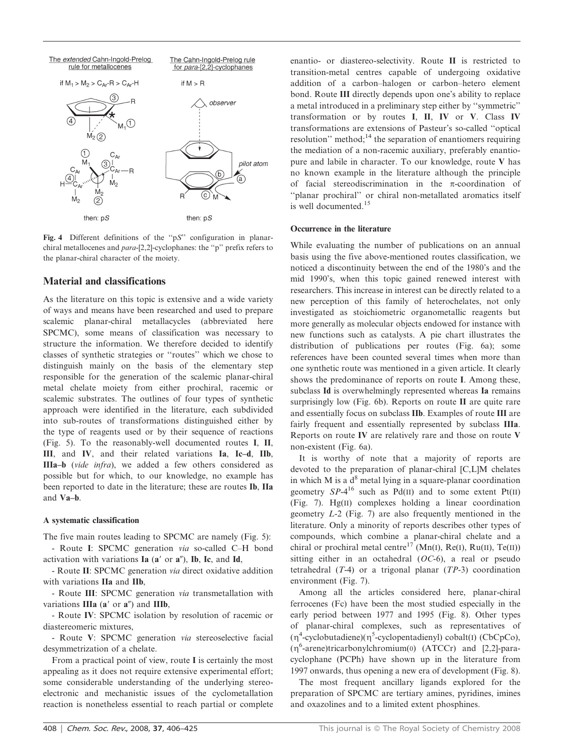The extended Cahn-Ingold-Prelog rule for metallocenes

if $M_1 > M_2 > C_{Ar}$-R > $C_{Ar}$-H

then: pS

The Cahn-Ingold-Prelog rule for para-[2,2]-cyclophanes

if M > R

then: pS

**Fig. 4** Different definitions of the "p*S*" configuration in planar-chiral metallocenes and *para*-[2,2]-cyclophanes: the "p" prefix refers to the planar-chiral character of the moiety.

## Material and classifications

As the literature on this topic is extensive and a wide variety of ways and means have been researched and used to prepare scalemic planar-chiral metallacycles (abbreviated here SPCMC), some means of classification was necessary to structure the information. We therefore decided to identify classes of synthetic strategies or "routes" which we chose to distinguish mainly on the basis of the elementary step responsible for the generation of the scalemic planar-chiral metal chelate moiety from either prochiral, racemic or scalemic substrates. The outlines of four types of synthetic approach were identified in the literature, each subdivided into sub-routes of transformations distinguished either by the type of reagents used or by their sequence of reactions (Fig. 5). To the reasonably-well documented routes **I**, **II**, **III**, and **IV**, and their related variations **Ia**, **Ic–d**, **IIb**, **IIIa–b** (*vide infra*), we added a few others considered as possible but for which, to our knowledge, no example has been reported to date in the literature; these are routes **Ib**, **IIa** and **Va–b**.

### A systematic classification

The five main routes leading to SPCMC are namely (Fig. 5):

- Route **I**: SPCMC generation *via* so-called C–H bond activation with variations **Ia** (**a′** or **a″**), **Ib**, **Ic**, and **Id**,
- Route **II**: SPCMC generation *via* direct oxidative addition with variations **IIa** and **IIb**,
- Route **III**: SPCMC generation *via* transmetallation with variations **IIIa** (**a′** or **a″**) and **IIIb**,
- Route **IV**: SPCMC isolation by resolution of racemic or diastereomeric mixtures,
- Route **V**: SPCMC generation *via* stereoselective facial desymmetrization of a chelate.

From a practical point of view, route **I** is certainly the most appealing as it does not require extensive experimental effort; some considerable understanding of the underlying stereo-electronic and mechanistic issues of the cyclometallation reaction is nonetheless essential to reach partial or complete enantio- or diastereo-selectivity. Route **II** is restricted to transition-metal centres capable of undergoing oxidative addition of a carbon–halogen or carbon–hetero element bond. Route **III** directly depends upon one's ability to replace a metal introduced in a preliminary step either by "symmetric" transformation or by routes **I**, **II**, **IV** or **V**. Class **IV** transformations are extensions of Pasteur's so-called "optical resolution" method;[14] the separation of enantiomers requiring the mediation of a non-racemic auxiliary, preferably enantiopure and labile in character. To our knowledge, route **V** has no known example in the literature although the principle of facial stereodiscrimination in the π-coordination of "planar prochiral" or chiral non-metallated aromatics itself is well documented.[15]

### Occurrence in the literature

While evaluating the number of publications on an annual basis using the five above-mentioned routes classification, we noticed a discontinuity between the end of the 1980's and the mid 1990's, when this topic gained renewed interest with researchers. This increase in interest can be directly related to a new perception of this family of heterochelates, not only investigated as stoichiometric organometallic reagents but more generally as molecular objects endowed for instance with new functions such as catalysts. A pie chart illustrates the distribution of publications per routes (Fig. 6a); some references have been counted several times when more than one synthetic route was mentioned in a given article. It clearly shows the predominance of reports on route **I**. Among these, subclass **Id** is overwhelmingly represented whereas **Ia** remains surprisingly low (Fig. 6b). Reports on route **II** are quite rare and essentially focus on subclass **IIb**. Examples of route **III** are fairly frequent and essentially represented by subclass **IIIa**. Reports on route **IV** are relatively rare and those on route **V** non-existent (Fig. 6a).

It is worthy of note that a majority of reports are devoted to the preparation of planar-chiral [C,L]M chelates in which M is a $d^8$ metal lying in a square-planar coordination geometry *SP*-4[16] such as Pd(II) and to some extent Pt(II) (Fig. 7). Hg(II) complexes holding a linear coordination geometry *L*-2 (Fig. 7) are also frequently mentioned in the literature. Only a minority of reports describes other types of compounds, which combine a planar-chiral chelate and a chiral or prochiral metal centre[17] (Mn(I), Re(I), Ru(II), Te(II)) sitting either in an octahedral (*OC*-6), a real or pseudo tetrahedral (*T*-4) or a trigonal planar (*TP*-3) coordination environment (Fig. 7).

Among all the articles considered here, planar-chiral ferrocenes (Fc) have been the most studied especially in the early period between 1977 and 1995 (Fig. 8). Other types of planar-chiral complexes, such as representatives of ($\eta^4$-cyclobutadiene)($\eta^5$-cyclopentadienyl) cobalt(I) (CbCpCo), ($\eta^6$-arene)tricarbonylchromium(0) (ATCCr) and [2,2]-paracyclophane (PCPh) have shown up in the literature from 1997 onwards, thus opening a new era of development (Fig. 8).

The most frequent ancillary ligands explored for the preparation of SPCMC are tertiary amines, pyridines, imines and oxazolines and to a limited extent phosphines.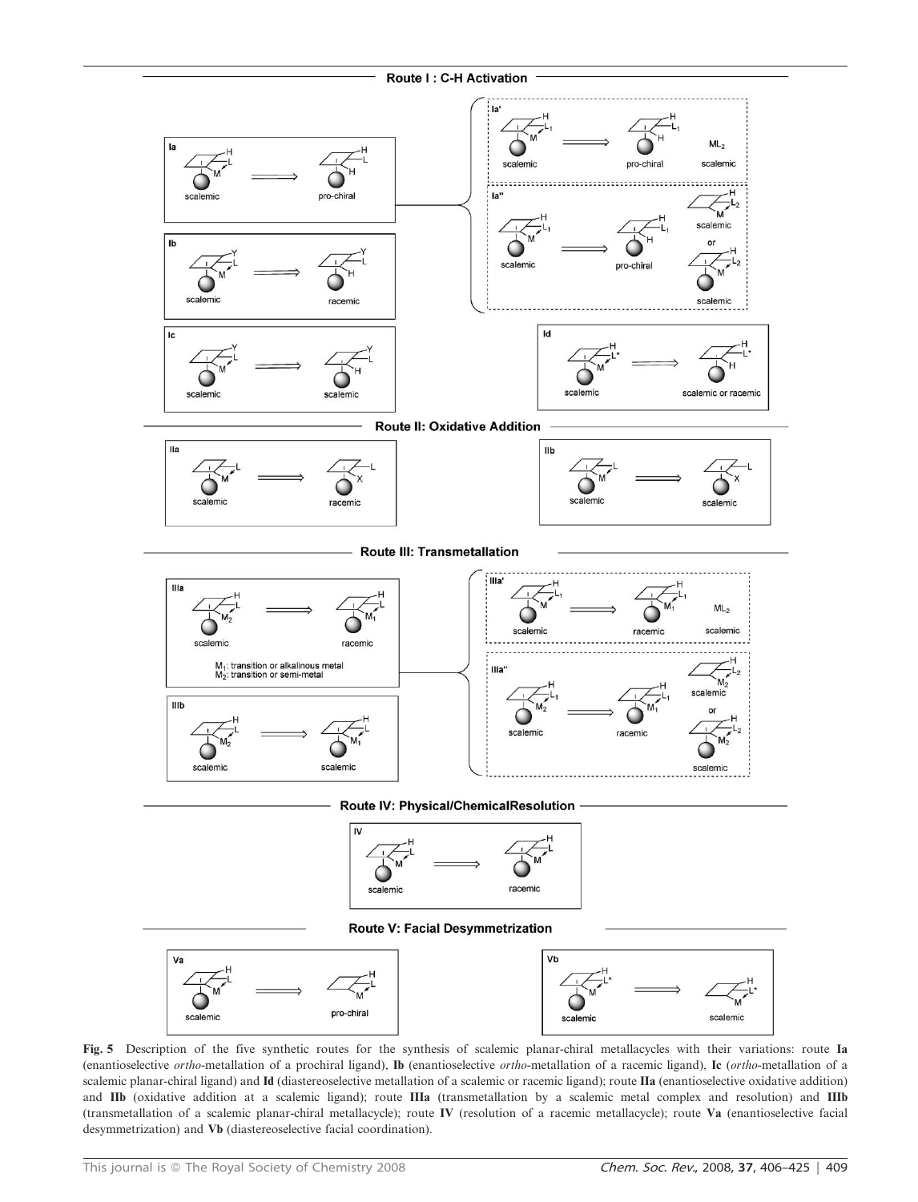**Fig. 5** Description of the five synthetic routes for the synthesis of scalemic planar-chiral metallacycles with their variations: route **Ia** (enantioselective *ortho*-metallation of a prochiral ligand), **Ib** (enantioselective *ortho*-metallation of a racemic ligand), **Ic** (*ortho*-metallation of a scalemic planar-chiral ligand) and **Id** (diastereoselective metallation of a scalemic or racemic ligand); route **IIa** (enantioselective oxidative addition) and **IIb** (oxidative addition at a scalemic ligand); route **IIIa** (transmetallation by a scalemic metal complex and resolution) and **IIIb** (transmetallation of a scalemic planar-chiral metallacycle); route **IV** (resolution of a racemic metallacycle); route **Va** (enantioselective facial desymmetrization) and **Vb** (diastereoselective facial coordination).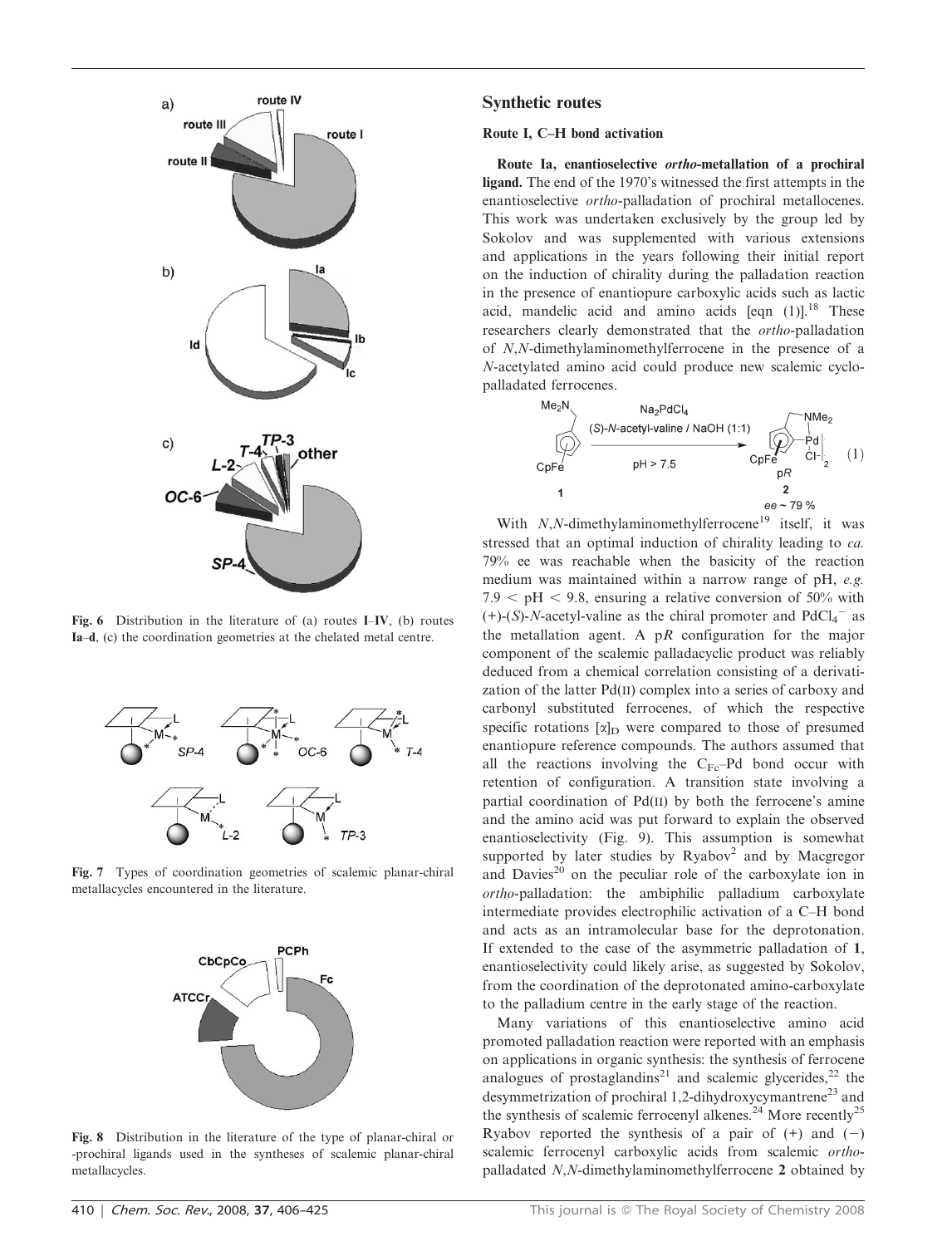Fig. 6 Distribution in the literature of (a) routes I–IV, (b) routes Ia–d, (c) the coordination geometries at the chelated metal centre.

Fig. 7 Types of coordination geometries of scalemic planar-chiral metallacycles encountered in the literature.

Fig. 8 Distribution in the literature of the type of planar-chiral or -prochiral ligands used in the syntheses of scalemic planar-chiral metallacycles.

## Synthetic routes

### Route I, C–H bond activation

**Route Ia, enantioselective *ortho*-metallation of a prochiral ligand.** The end of the 1970's witnessed the first attempts in the enantioselective *ortho*-palladation of prochiral metallocenes. This work was undertaken exclusively by the group led by Sokolov and was supplemented with various extensions and applications in the years following their initial report on the induction of chirality during the palladation reaction in the presence of enantiopure carboxylic acids such as lactic acid, mandelic acid and amino acids [eqn (1)].[18] These researchers clearly demonstrated that the *ortho*-palladation of *N*,*N*-dimethylaminomethylferrocene in the presence of a *N*-acetylated amino acid could produce new scalemic cyclopalladated ferrocenes.

$$\mathbf{1} \xrightarrow[\text{pH} > 7.5]{\text{Na}_2\text{PdCl}_4,\ (S)\text{-}N\text{-acetyl-valine / NaOH (1:1)}} \mathbf{2}\ (\text{p}R,\ ee \sim 79\ \%) \quad (1)$$

With *N*,*N*-dimethylaminomethylferrocene[19] itself, it was stressed that an optimal induction of chirality leading to *ca.* 79% ee was reachable when the basicity of the reaction medium was maintained within a narrow range of pH, *e.g.* $7.9 < \text{pH} < 9.8$, ensuring a relative conversion of 50% with (+)-(*S*)-*N*-acetyl-valine as the chiral promoter and $PdCl_4^-$ as the metallation agent. A p*R* configuration for the major component of the scalemic palladacyclic product was reliably deduced from a chemical correlation consisting of a derivatization of the latter Pd(II) complex into a series of carboxy and carbonyl substituted ferrocenes, of which the respective specific rotations $[\alpha]_D$ were compared to those of presumed enantiopure reference compounds. The authors assumed that all the reactions involving the $C_{Fc}$–Pd bond occur with retention of configuration. A transition state involving a partial coordination of Pd(II) by both the ferrocene's amine and the amino acid was put forward to explain the observed enantioselectivity (Fig. 9). This assumption is somewhat supported by later studies by Ryabov[2] and by Macgregor and Davies[20] on the peculiar role of the carboxylate ion in *ortho*-palladation: the ambiphilic palladium carboxylate intermediate provides electrophilic activation of a C–H bond and acts as an intramolecular base for the deprotonation. If extended to the case of the asymmetric palladation of **1**, enantioselectivity could likely arise, as suggested by Sokolov, from the coordination of the deprotonated amino-carboxylate to the palladium centre in the early stage of the reaction.

Many variations of this enantioselective amino acid promoted palladation reaction were reported with an emphasis on applications in organic synthesis: the synthesis of ferrocene analogues of prostaglandins[21] and scalemic glycerides,[22] the desymmetrization of prochiral 1,2-dihydroxycymantrene[23] and the synthesis of scalemic ferrocenyl alkenes.[24] More recently[25] Ryabov reported the synthesis of a pair of (+) and (−) scalemic ferrocenyl carboxylic acids from scalemic *ortho*-palladated *N*,*N*-dimethylaminomethylferrocene **2** obtained by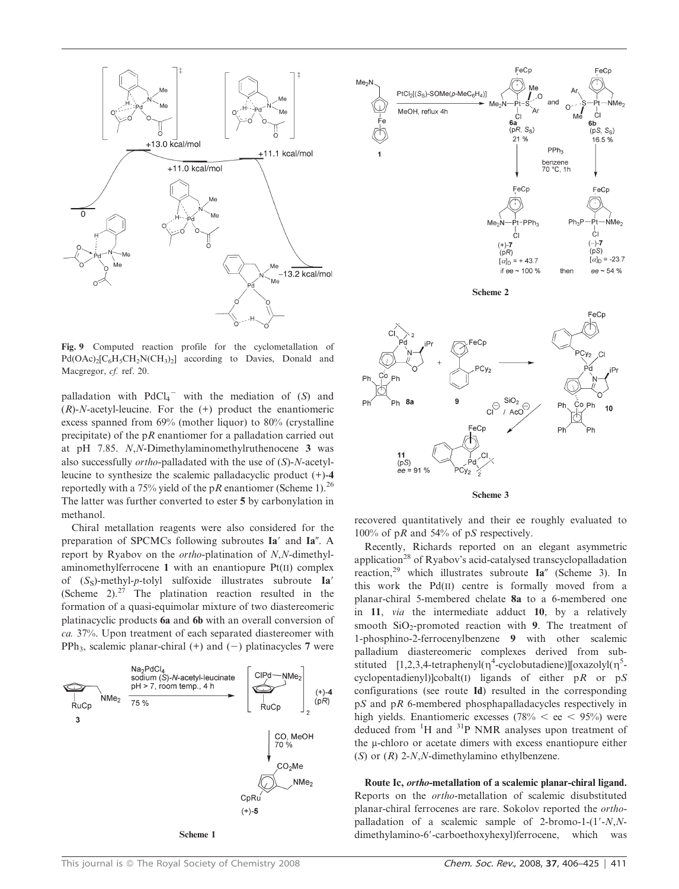Fig. 9 Computed reaction profile for the cyclometallation of $Pd(OAc)_2[C_6H_5CH_2N(CH_3)_2]$ according to Davies, Donald and Macgregor, *cf.* ref. 20.

palladation with $PdCl_4^-$ with the mediation of (*S*) and (*R*)-*N*-acetyl-leucine. For the (+) product the enantiomeric excess spanned from 69% (mother liquor) to 80% (crystalline precipitate) of the p*R* enantiomer for a palladation carried out at pH 7.85. *N*,*N*-Dimethylaminomethylruthenocene **3** was also successfully *ortho*-palladated with the use of (*S*)-*N*-acetyl-leucine to synthesize the scalemic palladacyclic product (+)-**4** reportedly with a 75% yield of the p*R* enantiomer (Scheme 1).[26] The latter was further converted to ester **5** by carbonylation in methanol.

Chiral metallation reagents were also considered for the preparation of SPCMCs following subroutes **Ia′** and **Ia″**. A report by Ryabov on the *ortho*-platination of *N*,*N*-dimethylaminomethylferrocene **1** with an enantiopure Pt(II) complex of ($S_S$)-methyl-*p*-tolyl sulfoxide illustrates subroute **Ia′** (Scheme 2).[27] The platination reaction resulted in the formation of a quasi-equimolar mixture of two diastereomeric platinacyclic products **6a** and **6b** with an overall conversion of *ca.* 37%. Upon treatment of each separated diastereomer with $PPh_3$, scalemic planar-chiral (+) and (−) platinacycles **7** were recovered quantitatively and their ee roughly evaluated to 100% of p*R* and 54% of p*S* respectively.

Scheme 1

Scheme 2

Scheme 3

Recently, Richards reported on an elegant asymmetric application[28] of Ryabov's acid-catalysed transcyclopalladation reaction,[29] which illustrates subroute **Ia″** (Scheme 3). In this work the Pd(II) centre is formally moved from a planar-chiral 5-membered chelate **8a** to a 6-membered one in **11**, *via* the intermediate adduct **10**, by a relatively smooth $SiO_2$-promoted reaction with **9**. The treatment of 1-phosphino-2-ferrocenylbenzene **9** with other scalemic palladium diastereomeric complexes derived from substituted [1,2,3,4-tetraphenyl($\eta^4$-cyclobutadiene)][oxazolyl($\eta^5$-cyclopentadienyl)]cobalt(I) ligands of either p*R* or p*S* configurations (see route **Id**) resulted in the corresponding p*S* and p*R* 6-membered phosphapalladacycles respectively in high yields. Enantiomeric excesses (78% < ee < 95%) were deduced from $^1$H and $^{31}$P NMR analyses upon treatment of the μ-chloro or acetate dimers with excess enantiopure either (*S*) or (*R*) 2-*N*,*N*-dimethylamino ethylbenzene.

**Route Ic, *ortho*-metallation of a scalemic planar-chiral ligand.** Reports on the *ortho*-metallation of scalemic disubstituted planar-chiral ferrocenes are rare. Sokolov reported the *ortho*-palladation of a scalemic sample of 2-bromo-1-(1′-*N*,*N*-dimethylamino-6′-carboethoxyhexyl)ferrocene, which was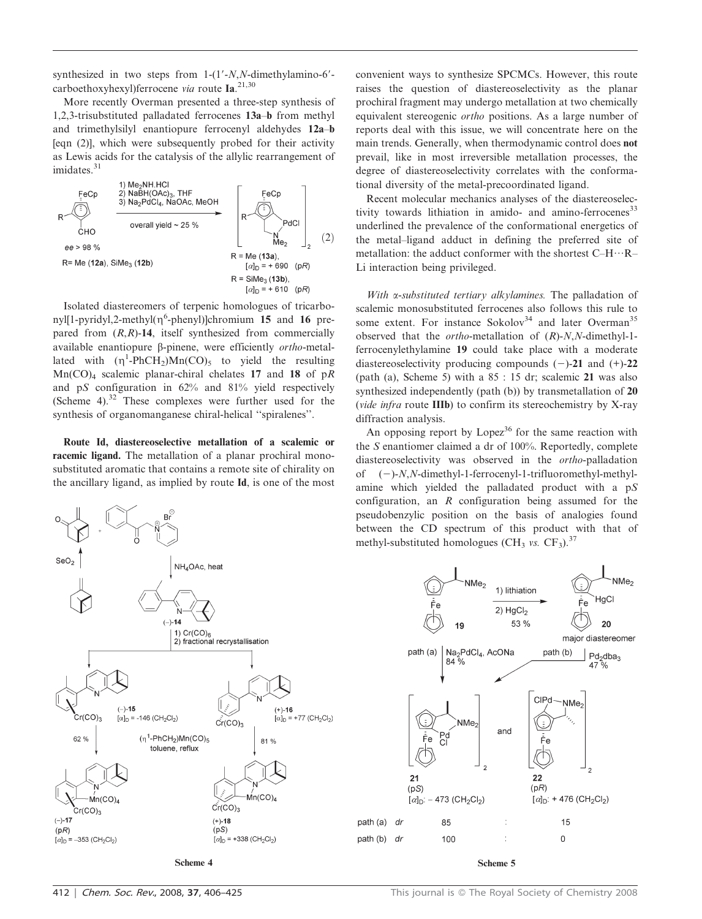synthesized in two steps from 1-(1′-*N*,*N*-dimethylamino-6′-carboethoxyhexyl)ferrocene *via* route **Ia**.[21,30]

More recently Overman presented a three-step synthesis of 1,2,3-trisubstituted palladated ferrocenes **13a–b** from methyl and trimethylsilyl enantiopure ferrocenyl aldehydes **12a–b** [eqn (2)], which were subsequently probed for their activity as Lewis acids for the catalysis of the allylic rearrangement of imidates.[31]

$$\text{(2)}$$

Isolated diastereomers of terpenic homologues of tricarbonyl[1-pyridyl,2-methyl($\eta^6$-phenyl)]chromium **15** and **16** prepared from (*R*,*R*)-**14**, itself synthesized from commercially available enantiopure β-pinene, were efficiently *ortho*-metallated with ($\eta^1$-PhCH$_2$)Mn(CO)$_5$ to yield the resulting Mn(CO)$_4$ scalemic planar-chiral chelates **17** and **18** of p*R* and p*S* configuration in 62% and 81% yield respectively (Scheme 4).[32] These complexes were further used for the synthesis of organomanganese chiral-helical "spiralenes".

**Route Id, diastereoselective metallation of a scalemic or racemic ligand.** The metallation of a planar prochiral monosubstituted aromatic that contains a remote site of chirality on the ancillary ligand, as implied by route **Id**, is one of the most convenient ways to synthesize SPCMCs. However, this route raises the question of diastereoselectivity as the planar prochiral fragment may undergo metallation at two chemically equivalent stereogenic *ortho* positions. As a large number of reports deal with this issue, we will concentrate here on the main trends. Generally, when thermodynamic control does **not** prevail, like in most irreversible metallation processes, the degree of diastereoselectivity correlates with the conformational diversity of the metal-precoordinated ligand.

Recent molecular mechanics analyses of the diastereoselectivity towards lithiation in amido- and amino-ferrocenes[33] underlined the prevalence of the conformational energetics of the metal–ligand adduct in defining the preferred site of metallation: the adduct conformer with the shortest C–H···R–Li interaction being privileged.

*With α-substituted tertiary alkylamines.* The palladation of scalemic monosubstituted ferrocenes also follows this rule to some extent. For instance Sokolov[34] and later Overman[35] observed that the *ortho*-metallation of (*R*)-*N*,*N*-dimethyl-1-ferrocenylethylamine **19** could take place with a moderate diastereoselectivity producing compounds (−)-**21** and (+)-**22** (path (a), Scheme 5) with a 85 : 15 dr; scalemic **21** was also synthesized independently (path (b)) by transmetallation of **20** (*vide infra* route **IIIb**) to confirm its stereochemistry by X-ray diffraction analysis.

An opposing report by Lopez[36] for the same reaction with the *S* enantiomer claimed a dr of 100%. Reportedly, complete diastereoselectivity was observed in the *ortho*-palladation of (−)-*N*,*N*-dimethyl-1-ferrocenyl-1-trifluoromethyl-methylamine which yielded the palladated product with a p*S* configuration, an *R* configuration being assumed for the pseudobenzylic position on the basis of analogies found between the CD spectrum of this product with that of methyl-substituted homologues (CH$_3$ *vs.* CF$_3$).[37]

Scheme 4

| | 21 (p*S*) $[\alpha]_D$: −473 (CH$_2$Cl$_2$) | | 22 (p*R*) $[\alpha]_D$: +476 (CH$_2$Cl$_2$) |
|---|---|---|---|
| path (a) *dr* | 85 | : | 15 |
| path (b) *dr* | 100 | : | 0 |

Scheme 5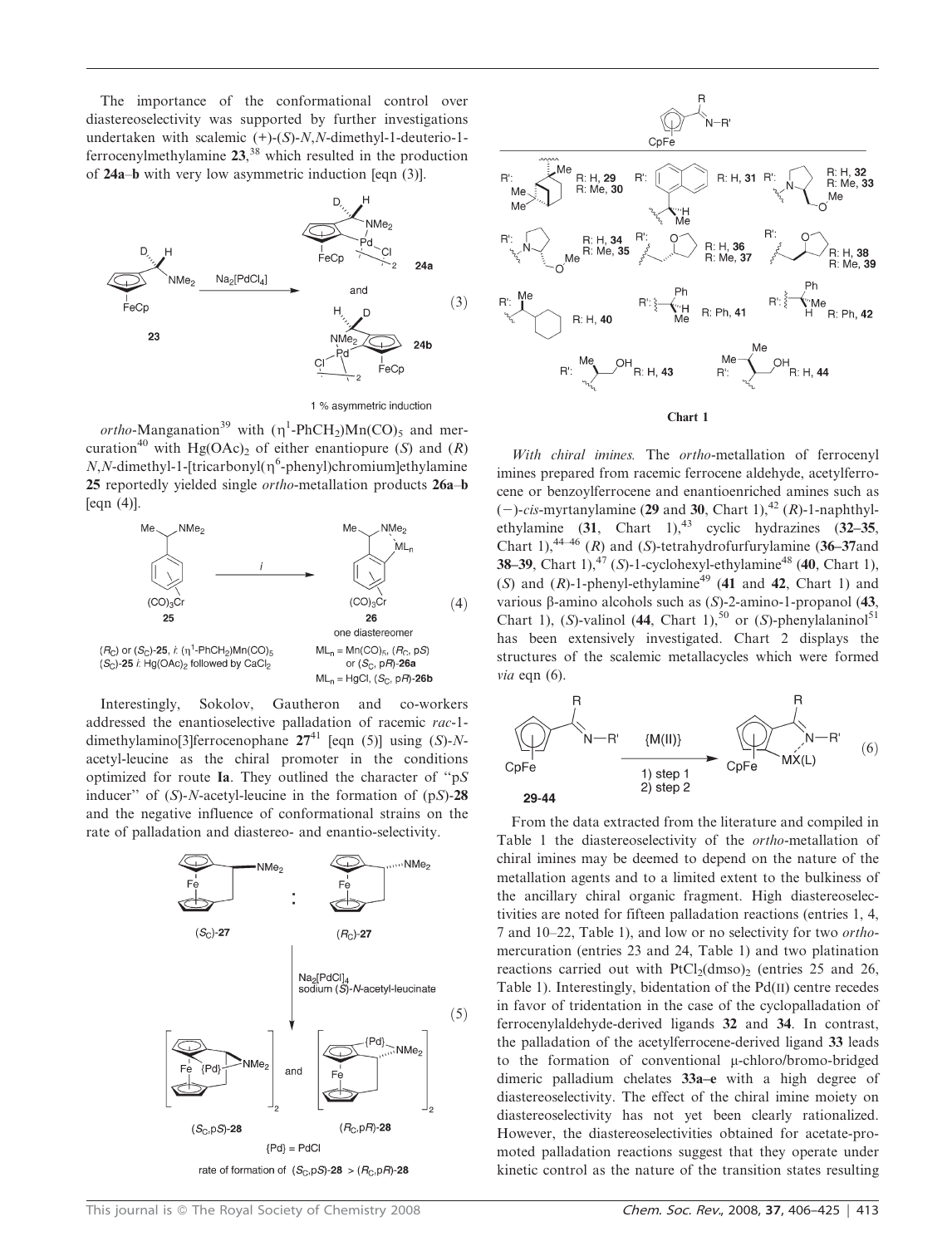The importance of the conformational control over diastereoselectivity was supported by further investigations undertaken with scalemic (+)-(*S*)-*N*,*N*-dimethyl-1-deuterio-1-ferrocenylmethylamine **23**,[38] which resulted in the production of **24a**–**b** with very low asymmetric induction [eqn (3)].

(3)

1 % asymmetric induction

*ortho*-Manganation[39] with ($\eta^1$-PhCH$_2$)Mn(CO)$_5$ and mercuration[40] with Hg(OAc)$_2$ of either enantiopure (*S*) and (*R*) *N*,*N*-dimethyl-1-[tricarbonyl($\eta^6$-phenyl)chromium]ethylamine **25** reportedly yielded single *ortho*-metallation products **26a**–**b** [eqn (4)].

(4)

($R_C$) or ($S_C$)-**25**, *i*: ($\eta^1$-PhCH$_2$)Mn(CO)$_5$; ($S_C$)-**25** *i*: Hg(OAc)$_2$ followed by CaCl$_2$

**26** one diastereomer; ML$_n$ = Mn(CO)$_5$, ($R_C$, p*S*) or ($S_C$, p*R*)-**26a**; ML$_n$ = HgCl, ($S_C$, p*R*)-**26b**

Interestingly, Sokolov, Gautheron and co-workers addressed the enantioselective palladation of racemic *rac*-1-dimethylamino[3]ferrocenophane **27**[41] [eqn (5)] using (*S*)-*N*-acetyl-leucine as the chiral promoter in the conditions optimized for route **Ia**. They outlined the character of "p*S* inducer" of (*S*)-*N*-acetyl-leucine in the formation of (p*S*)-**28** and the negative influence of conformational strains on the rate of palladation and diastereo- and enantio-selectivity.

(5)

($S_C$)-**27** : ($R_C$)-**27** → Na$_2$[PdCl]$_4$, sodium (*S*)-*N*-acetyl-leucinate → ($S_C$,p*S*)-**28** and ($R_C$,p*R*)-**28**

{Pd} = PdCl

rate of formation of ($S_C$,p*S*)-**28** > ($R_C$,p*R*)-**28**

**Chart 1**

*With chiral imines.* The *ortho*-metallation of ferrocenyl imines prepared from racemic ferrocene aldehyde, acetylferrocene or benzoylferrocene and enantioenriched amines such as (−)-*cis*-myrtanylamine (**29** and **30**, Chart 1),[42] (*R*)-1-naphthylethylamine (**31**, Chart 1),[43] cyclic hydrazines (**32–35**, Chart 1),[44–46] (*R*) and (*S*)-tetrahydrofurfurylamine (**36–37**and **38–39**, Chart 1),[47] (*S*)-1-cyclohexyl-ethylamine[48] (**40**, Chart 1), (*S*) and (*R*)-1-phenyl-ethylamine[49] (**41** and **42**, Chart 1) and various β-amino alcohols such as (*S*)-2-amino-1-propanol (**43**, Chart 1), (*S*)-valinol (**44**, Chart 1),[50] or (*S*)-phenylalaninol[51] has been extensively investigated. Chart 2 displays the structures of the scalemic metallacycles which were formed *via* eqn (6).

(6)

**29-44** → {M(II)}, 1) step 1, 2) step 2

From the data extracted from the literature and compiled in Table 1 the diastereoselectivity of the *ortho*-metallation of chiral imines may be deemed to depend on the nature of the metallation agents and to a limited extent to the bulkiness of the ancillary chiral organic fragment. High diastereoselectivities are noted for fifteen palladation reactions (entries 1, 4, 7 and 10–22, Table 1), and low or no selectivity for two *ortho*-mercuration (entries 23 and 24, Table 1) and two platination reactions carried out with PtCl$_2$(dmso)$_2$ (entries 25 and 26, Table 1). Interestingly, bidentation of the Pd(II) centre recedes in favor of tridentation in the case of the cyclopalladation of ferrocenylaldehyde-derived ligands **32** and **34**. In contrast, the palladation of the acetylferrocene-derived ligand **33** leads to the formation of conventional μ-chloro/bromo-bridged dimeric palladium chelates **33a–e** with a high degree of diastereoselectivity. The effect of the chiral imine moiety on diastereoselectivity has not yet been clearly rationalized. However, the diastereoselectivities obtained for acetate-promoted palladation reactions suggest that they operate under kinetic control as the nature of the transition states resulting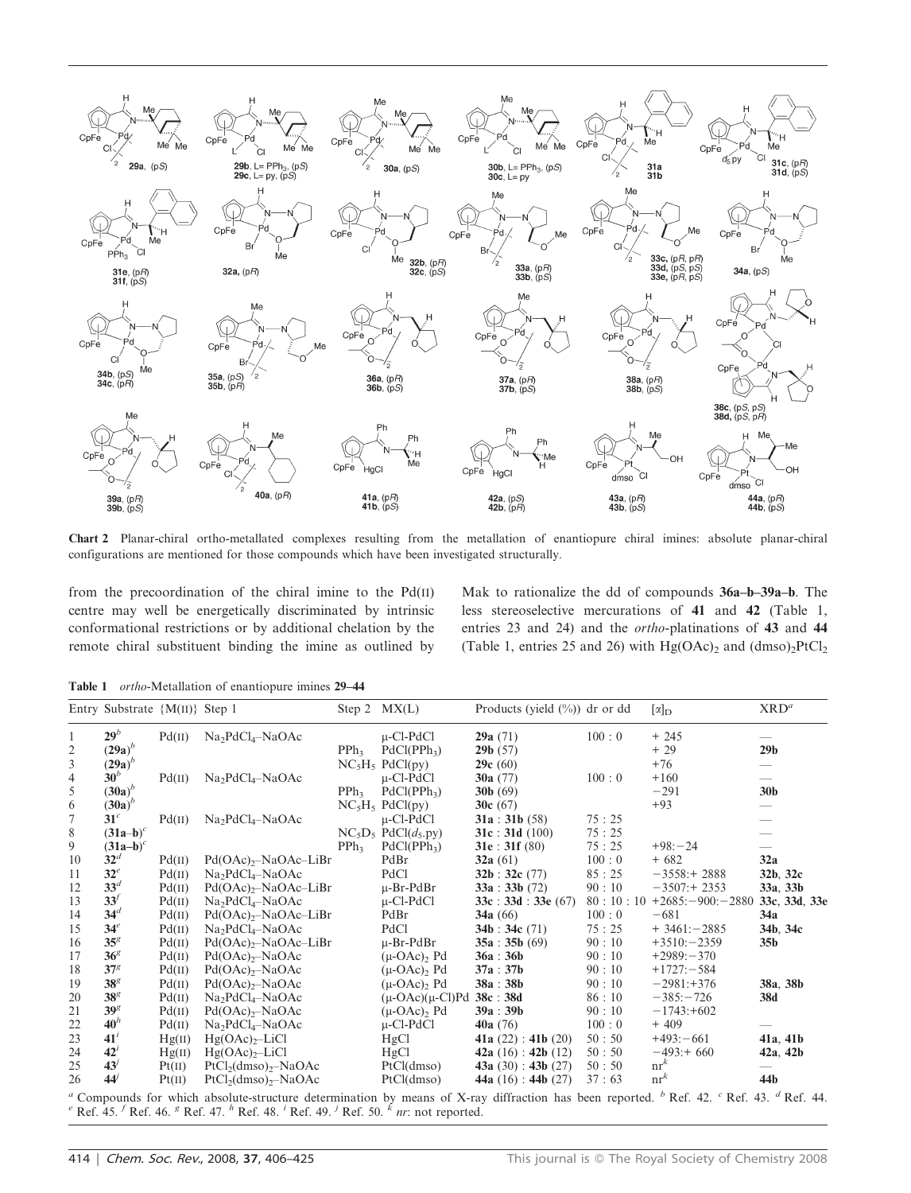**Chart 2** Planar-chiral ortho-metallated complexes resulting from the metallation of enantiopure chiral imines: absolute planar-chiral configurations are mentioned for those compounds which have been investigated structurally.

from the precoordination of the chiral imine to the Pd(II) centre may well be energetically discriminated by intrinsic conformational restrictions or by additional chelation by the remote chiral substituent binding the imine as outlined by Mak to rationalize the dd of compounds **36a–b–39a–b**. The less stereoselective mercurations of **41** and **42** (Table 1, entries 23 and 24) and the *ortho*-platinations of **43** and **44** (Table 1, entries 25 and 26) with $Hg(OAc)_2$ and $(dmso)_2PtCl_2$

**Table 1** *ortho*-Metallation of enantiopure imines **29–44**

| Entry | Substrate | {M(II)} | Step 1 | Step 2 | MX(L) | Products (yield (%)) | dr or dd | $[\alpha]_D$ | XRD[a] |
|---|---|---|---|---|---|---|---|---|---|
| 1 | **29**[b] | Pd(II) | $Na_2PdCl_4$–NaOAc | | μ-Cl-PdCl | **29a** (71) | 100 : 0 | + 245 | — |
| 2 | (**29a**)[b] | | | $PPh_3$ | $PdCl(PPh_3)$ | **29b** (57) | | + 29 | **29b** |
| 3 | (**29a**)[b] | | | $NC_5H_5$ | PdCl(py) | **29c** (60) | | +76 | — |
| 4 | **30**[b] | Pd(II) | $Na_2PdCl_4$–NaOAc | | μ-Cl-PdCl | **30a** (77) | 100 : 0 | +160 | — |
| 5 | (**30a**)[b] | | | $PPh_3$ | $PdCl(PPh_3)$ | **30b** (69) | | −291 | **30b** |
| 6 | (**30a**)[b] | | | $NC_5H_5$ | PdCl(py) | **30c** (67) | | +93 | — |
| 7 | **31**[c] | Pd(II) | $Na_2PdCl_4$–NaOAc | | μ-Cl-PdCl | **31a** : **31b** (58) | 75 : 25 | | — |
| 8 | (**31a–b**)[c] | | | $NC_5D_5$ | $PdCl(d_5.py)$ | **31c** : **31d** (100) | 75 : 25 | | — |
| 9 | (**31a–b**)[c] | | | $PPh_3$ | $PdCl(PPh_3)$ | **31e** : **31f** (80) | 75 : 25 | +98:−24 | — |
| 10 | **32**[d] | Pd(II) | $Pd(OAc)_2$–NaOAc–LiBr | | PdBr | **32a** (61) | 100 : 0 | + 682 | **32a** |
| 11 | **32**[e] | Pd(II) | $Na_2PdCl_4$–NaOAc | | PdCl | **32b** : **32c** (77) | 85 : 25 | −3558:+ 2888 | **32b**, **32c** |
| 12 | **33**[d] | Pd(II) | $Pd(OAc)_2$–NaOAc–LiBr | | μ-Br-PdBr | **33a** : **33b** (72) | 90 : 10 | −3507:+ 2353 | **33a**, **33b** |
| 13 | **33**[f] | Pd(II) | $Na_2PdCl_4$–NaOAc | | μ-Cl-PdCl | **33c** : **33d** : **33e** (67) | 80 : 10 : 10 | +2685:−900:−2880 | **33c**, **33d**, **33e** |
| 14 | **34**[d] | Pd(II) | $Pd(OAc)_2$–NaOAc–LiBr | | PdBr | **34a** (66) | 100 : 0 | −681 | **34a** |
| 15 | **34**[e] | Pd(II) | $Na_2PdCl_4$–NaOAc | | PdCl | **34b** : **34c** (71) | 75 : 25 | + 3461:−2885 | **34b**, **34c** |
| 16 | **35**[f] | Pd(II) | $Pd(OAc)_2$–NaOAc–LiBr | | μ-Br-PdBr | **35a** : **35b** (69) | 90 : 10 | +3510:−2359 | **35b** |
| 17 | **36**[g] | Pd(II) | $Pd(OAc)_2$–NaOAc | | $(\mu\text{-OAc})_2$ Pd | **36a** : **36b** | 90 : 10 | +2989:−370 | |
| 18 | **37**[g] | Pd(II) | $Pd(OAc)_2$–NaOAc | | $(\mu\text{-OAc})_2$ Pd | **37a** : **37b** | 90 : 10 | +1727:−584 | |
| 19 | **38**[g] | Pd(II) | $Pd(OAc)_2$–NaOAc | | $(\mu\text{-OAc})_2$ Pd | **38a** : **38b** | 90 : 10 | −2981:+376 | **38a**, **38b** |
| 20 | **38**[g] | Pd(II) | $Na_2PdCl_4$–NaOAc | | (μ-OAc)(μ-Cl)Pd | **38c** : **38d** | 86 : 10 | −385:−726 | **38d** |
| 21 | **39**[g] | Pd(II) | $Pd(OAc)_2$–NaOAc | | $(\mu\text{-OAc})_2$ Pd | **39a** : **39b** | 90 : 10 | −1743:+602 | |
| 22 | **40**[h] | Pd(II) | $Na_2PdCl_4$–NaOAc | | μ-Cl-PdCl | **40a** (76) | 100 : 0 | + 409 | — |
| 23 | **41**[i] | Hg(II) | $Hg(OAc)_2$–LiCl | | HgCl | **41a** (22) : **41b** (20) | 50 : 50 | +493:−661 | **41a**, **41b** |
| 24 | **42**[i] | Hg(II) | $Hg(OAc)_2$–LiCl | | HgCl | **42a** (16) : **42b** (12) | 50 : 50 | −493:+ 660 | **42a**, **42b** |
| 25 | **43**[j] | Pt(II) | $PtCl_2(dmso)_2$–NaOAc | | PtCl(dmso) | **43a** (30) : **43b** (27) | 50 : 50 | nr[k] | — |
| 26 | **44**[j] | Pt(II) | $PtCl_2(dmso)_2$–NaOAc | | PtCl(dmso) | **44a** (16) : **44b** (27) | 37 : 63 | nr[k] | **44b** |

[a] Compounds for which absolute-structure determination by means of X-ray diffraction has been reported. [b] Ref. 42. [c] Ref. 43. [d] Ref. 44. [e] Ref. 45. [f] Ref. 46. [g] Ref. 47. [h] Ref. 48. [i] Ref. 49. [j] Ref. 50. [k] *nr*: not reported.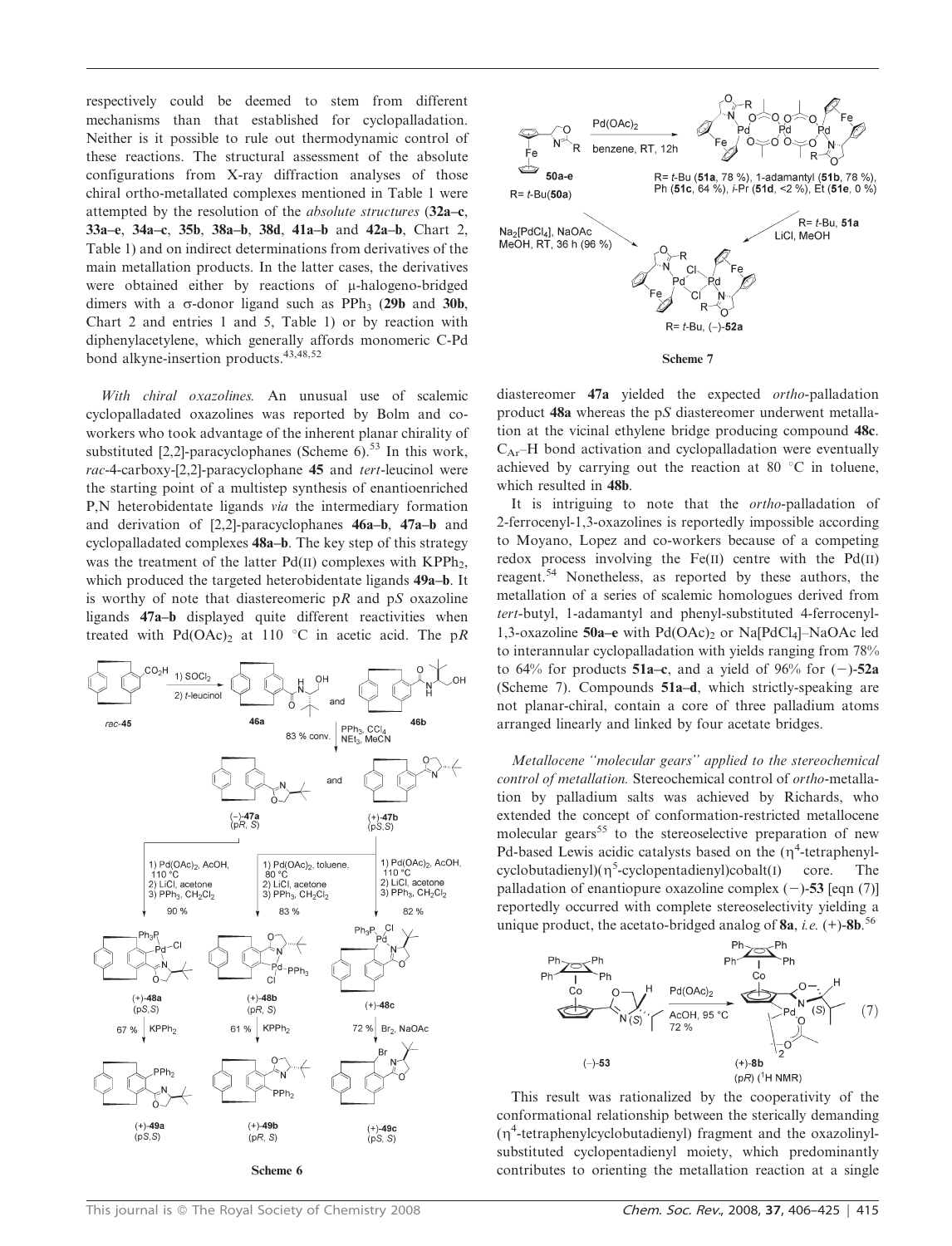respectively could be deemed to stem from different mechanisms than that established for cyclopalladation. Neither is it possible to rule out thermodynamic control of these reactions. The structural assessment of the absolute configurations from X-ray diffraction analyses of those chiral ortho-metallated complexes mentioned in Table 1 were attempted by the resolution of the *absolute structures* (**32a–c**, **33a–e**, **34a–c**, **35b**, **38a–b**, **38d**, **41a–b** and **42a–b**, Chart 2, Table 1) and on indirect determinations from derivatives of the main metallation products. In the latter cases, the derivatives were obtained either by reactions of μ-halogeno-bridged dimers with a σ-donor ligand such as $PPh_3$ (**29b** and **30b**, Chart 2 and entries 1 and 5, Table 1) or by reaction with diphenylacetylene, which generally affords monomeric C-Pd bond alkyne-insertion products.[43,48,52]

*With chiral oxazolines.* An unusual use of scalemic cyclopalladated oxazolines was reported by Bolm and co-workers who took advantage of the inherent planar chirality of substituted [2,2]-paracyclophanes (Scheme 6).[53] In this work, *rac*-4-carboxy-[2,2]-paracyclophane **45** and *tert*-leucinol were the starting point of a multistep synthesis of enantioenriched P,N heterobidentate ligands *via* the intermediary formation and derivation of [2,2]-paracyclophanes **46a–b**, **47a–b** and cyclopalladated complexes **48a–b**. The key step of this strategy was the treatment of the latter Pd(II) complexes with $KPPh_2$, which produced the targeted heterobidentate ligands **49a–b**. It is worthy of note that diastereomeric p*R* and p*S* oxazoline ligands **47a–b** displayed quite different reactivities when treated with $Pd(OAc)_2$ at 110 °C in acetic acid. The p*R* diastereomer **47a** yielded the expected *ortho*-palladation product **48a** whereas the p*S* diastereomer underwent metallation at the vicinal ethylene bridge producing compound **48c**. $C_{Ar}$–H bond activation and cyclopalladation were eventually achieved by carrying out the reaction at 80 °C in toluene, which resulted in **48b**.

Scheme 6

Scheme 7

It is intriguing to note that the *ortho*-palladation of 2-ferrocenyl-1,3-oxazolines is reportedly impossible according to Moyano, Lopez and co-workers because of a competing redox process involving the Fe(II) centre with the Pd(II) reagent.[54] Nonetheless, as reported by these authors, the metallation of a series of scalemic homologues derived from *tert*-butyl, 1-adamantyl and phenyl-substituted 4-ferrocenyl-1,3-oxazoline **50a–e** with $Pd(OAc)_2$ or $Na[PdCl_4]$–NaOAc led to interannular cyclopalladation with yields ranging from 78% to 64% for products **51a–c**, and a yield of 96% for (−)-**52a** (Scheme 7). Compounds **51a–d**, which strictly-speaking are not planar-chiral, contain a core of three palladium atoms arranged linearly and linked by four acetate bridges.

*Metallocene "molecular gears" applied to the stereochemical control of metallation.* Stereochemical control of *ortho*-metallation by palladium salts was achieved by Richards, who extended the concept of conformation-restricted metallocene molecular gears[55] to the stereoselective preparation of new Pd-based Lewis acidic catalysts based on the ($\eta^4$-tetraphenylcyclobutadienyl)($\eta^5$-cyclopentadienyl)cobalt(I) core. The palladation of enantiopure oxazoline complex (−)-**53** [eqn (7)] reportedly occurred with complete stereoselectivity yielding a unique product, the acetato-bridged analog of **8a**, *i.e.* (+)-**8b**.[56]

(7)

This result was rationalized by the cooperativity of the conformational relationship between the sterically demanding ($\eta^4$-tetraphenylcyclobutadienyl) fragment and the oxazolinyl-substituted cyclopentadienyl moiety, which predominantly contributes to orienting the metallation reaction at a single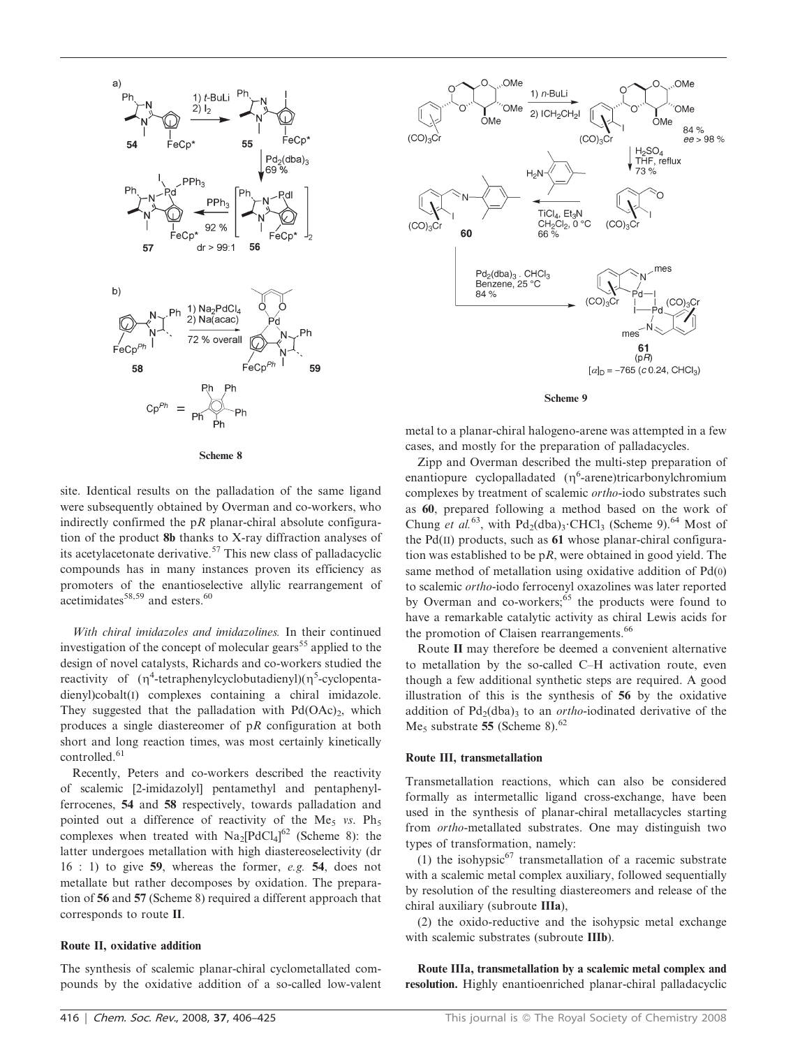Scheme 8

Scheme 9

site. Identical results on the palladation of the same ligand were subsequently obtained by Overman and co-workers, who indirectly confirmed the p*R* planar-chiral absolute configuration of the product **8b** thanks to X-ray diffraction analyses of its acetylacetonate derivative.[57] This new class of palladacyclic compounds has in many instances proven its efficiency as promoters of the enantioselective allylic rearrangement of acetimidates[58,59] and esters.[60]

*With chiral imidazoles and imidazolines.* In their continued investigation of the concept of molecular gears[55] applied to the design of novel catalysts, Richards and co-workers studied the reactivity of ($\eta^4$-tetraphenylcyclobutadienyl)($\eta^5$-cyclopentadienyl)cobalt(I) complexes containing a chiral imidazole. They suggested that the palladation with $Pd(OAc)_2$, which produces a single diastereomer of p*R* configuration at both short and long reaction times, was most certainly kinetically controlled.[61]

Recently, Peters and co-workers described the reactivity of scalemic [2-imidazolyl] pentamethyl and pentaphenylferrocenes, **54** and **58** respectively, towards palladation and pointed out a difference of reactivity of the $Me_5$ *vs.* $Ph_5$ complexes when treated with $Na_2[PdCl_4]$[62] (Scheme 8): the latter undergoes metallation with high diastereoselectivity (dr 16 : 1) to give **59**, whereas the former, *e.g.* **54**, does not metallate but rather decomposes by oxidation. The preparation of **56** and **57** (Scheme 8) required a different approach that corresponds to route **II**.

#### Route II, oxidative addition

The synthesis of scalemic planar-chiral cyclometallated compounds by the oxidative addition of a so-called low-valent metal to a planar-chiral halogeno-arene was attempted in a few cases, and mostly for the preparation of palladacycles.

Zipp and Overman described the multi-step preparation of enantiopure cyclopalladated ($\eta^6$-arene)tricarbonylchromium complexes by treatment of scalemic *ortho*-iodo substrates such as **60**, prepared following a method based on the work of Chung *et al.*[63], with $Pd_2(dba)_3\cdot CHCl_3$ (Scheme 9).[64] Most of the Pd(II) products, such as **61** whose planar-chiral configuration was established to be p*R*, were obtained in good yield. The same method of metallation using oxidative addition of Pd(0) to scalemic *ortho*-iodo ferrocenyl oxazolines was later reported by Overman and co-workers;[65] the products were found to have a remarkable catalytic activity as chiral Lewis acids for the promotion of Claisen rearrangements.[66]

Route **II** may therefore be deemed a convenient alternative to metallation by the so-called C–H activation route, even though a few additional synthetic steps are required. A good illustration of this is the synthesis of **56** by the oxidative addition of $Pd_2(dba)_3$ to an *ortho*-iodinated derivative of the $Me_5$ substrate **55** (Scheme 8).[62]

#### Route III, transmetallation

Transmetallation reactions, which can also be considered formally as intermetallic ligand cross-exchange, have been used in the synthesis of planar-chiral metallacycles starting from *ortho*-metallated substrates. One may distinguish two types of transformation, namely:

(1) the isohypsic[67] transmetallation of a racemic substrate with a scalemic metal complex auxiliary, followed sequentially by resolution of the resulting diastereomers and release of the chiral auxiliary (subroute **IIIa**),

(2) the oxido-reductive and the isohypsic metal exchange with scalemic substrates (subroute **IIIb**).

**Route IIIa, transmetallation by a scalemic metal complex and resolution.** Highly enantioenriched planar-chiral palladacyclic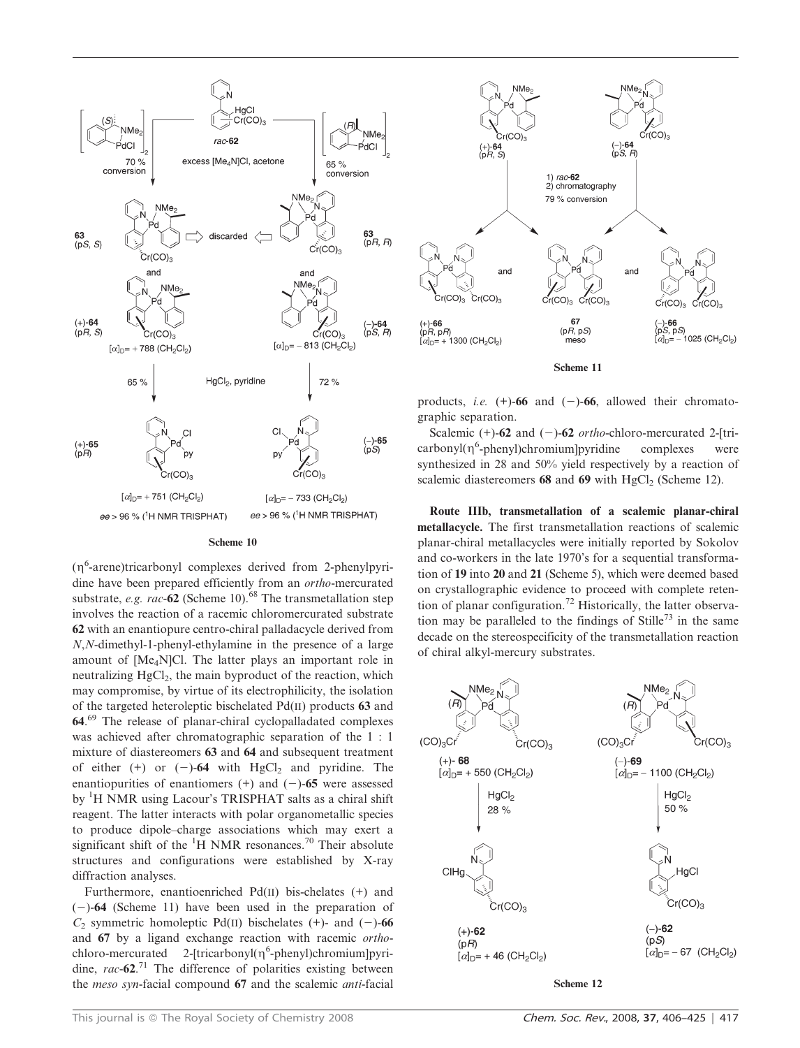Scheme 10

($\eta^6$-arene)tricarbonyl complexes derived from 2-phenylpyridine have been prepared efficiently from an *ortho*-mercurated substrate, *e.g. rac*-**62** (Scheme 10).[68] The transmetallation step involves the reaction of a racemic chloromercurated substrate **62** with an enantiopure centro-chiral palladacycle derived from *N*,*N*-dimethyl-1-phenyl-ethylamine in the presence of a large amount of $[Me_4N]Cl$. The latter plays an important role in neutralizing $HgCl_2$, the main byproduct of the reaction, which may compromise, by virtue of its electrophilicity, the isolation of the targeted heteroleptic bischelated Pd(II) products **63** and **64**.[69] The release of planar-chiral cyclopalladated complexes was achieved after chromatographic separation of the 1 : 1 mixture of diastereomers **63** and **64** and subsequent treatment of either (+) or (−)-**64** with $HgCl_2$ and pyridine. The enantiopurities of enantiomers (+) and (−)-**65** were assessed by $^1$H NMR using Lacour's TRISPHAT salts as a chiral shift reagent. The latter interacts with polar organometallic species to produce dipole–charge associations which may exert a significant shift of the $^1$H NMR resonances.[70] Their absolute structures and configurations were established by X-ray diffraction analyses.

Furthermore, enantioenriched Pd(II) bis-chelates (+) and (−)-**64** (Scheme 11) have been used in the preparation of $C_2$ symmetric homoleptic Pd(II) bischelates (+)- and (−)-**66** and **67** by a ligand exchange reaction with racemic *ortho*-chloro-mercurated 2-[tricarbonyl($\eta^6$-phenyl)chromium]pyridine, *rac*-**62**.[71] The difference of polarities existing between the *meso syn*-facial compound **67** and the scalemic *anti*-facial products, *i.e.* (+)-**66** and (−)-**66**, allowed their chromatographic separation.

Scheme 11

Scalemic (+)-**62** and (−)-**62** *ortho*-chloro-mercurated 2-[tricarbonyl($\eta^6$-phenyl)chromium]pyridine complexes were synthesized in 28 and 50% yield respectively by a reaction of scalemic diastereomers **68** and **69** with $HgCl_2$ (Scheme 12).

**Route IIIb, transmetallation of a scalemic planar-chiral metallacycle.** The first transmetallation reactions of scalemic planar-chiral metallacycles were initially reported by Sokolov and co-workers in the late 1970's for a sequential transformation of **19** into **20** and **21** (Scheme 5), which were deemed based on crystallographic evidence to proceed with complete retention of planar configuration.[72] Historically, the latter observation may be paralleled to the findings of Stille[73] in the same decade on the stereospecificity of the transmetallation reaction of chiral alkyl-mercury substrates.

Scheme 12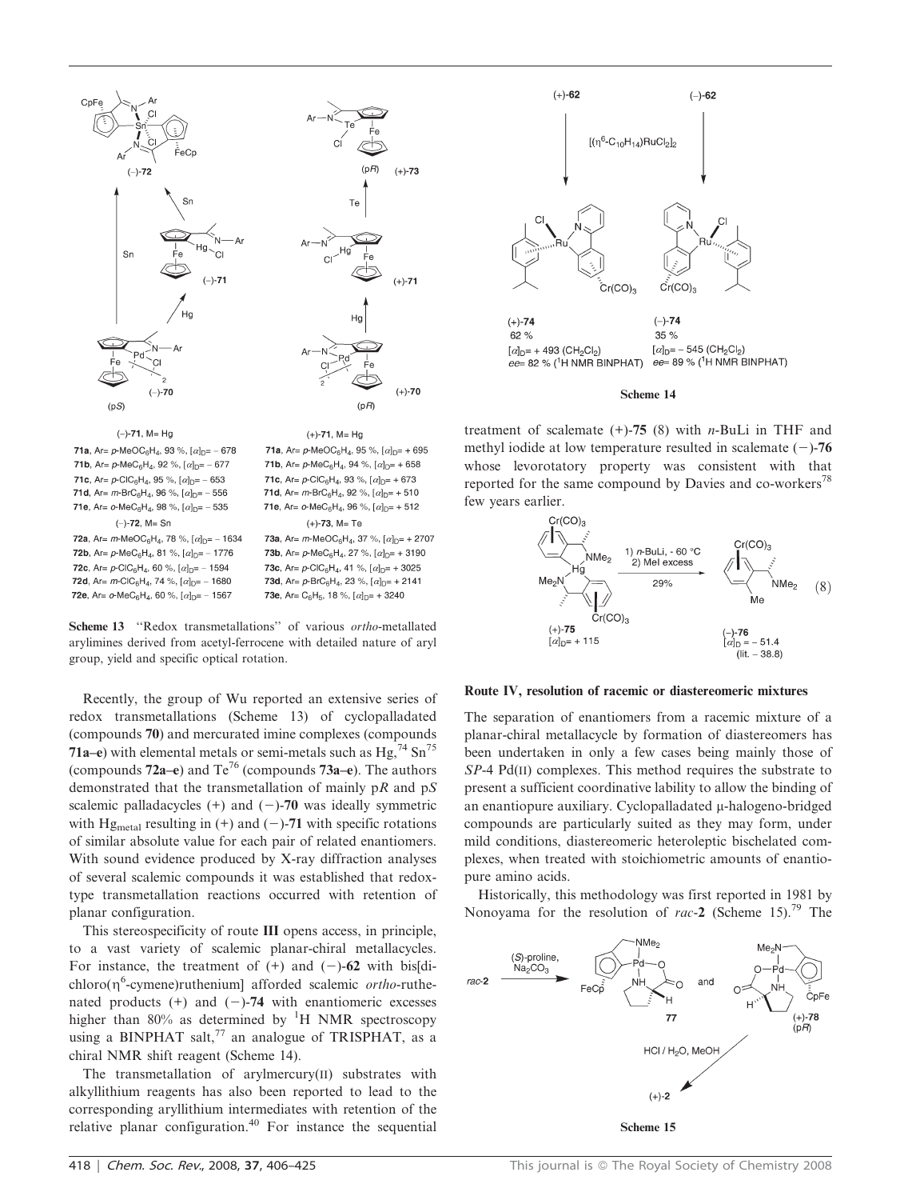(–)-**71**, M= Hg

**71a**, Ar= *p*-MeOC$_6$H$_4$, 93 %, $[\alpha]_D$= – 678
**71b**, Ar= *p*-MeC$_6$H$_4$, 92 %, $[\alpha]_D$= – 677
**71c**, Ar= *p*-ClC$_6$H$_4$, 95 %, $[\alpha]_D$= – 653
**71d**, Ar= *m*-BrC$_6$H$_4$, 96 %, $[\alpha]_D$= – 556
**71e**, Ar= *o*-MeC$_6$H$_4$, 98 %, $[\alpha]_D$= – 535

(–)-**72**, M= Sn

**72a**, Ar= *m*-MeOC$_6$H$_4$, 78 %, $[\alpha]_D$= – 1634
**72b**, Ar= *p*-MeC$_6$H$_4$, 81 %, $[\alpha]_D$= – 1776
**72c**, Ar= *p*-ClC$_6$H$_4$, 60 %, $[\alpha]_D$= – 1594
**72d**, Ar= *m*-ClC$_6$H$_4$, 74 %, $[\alpha]_D$= – 1680
**72e**, Ar= *o*-MeC$_6$H$_4$, 60 %, $[\alpha]_D$= – 1567

(+)-**71**, M= Hg

**71a**, Ar= *p*-MeOC$_6$H$_4$, 95 %, $[\alpha]_D$= + 695
**71b**, Ar= *p*-MeC$_6$H$_4$, 94 %, $[\alpha]_D$= + 658
**71c**, Ar= *p*-ClC$_6$H$_4$, 93 %, $[\alpha]_D$= + 673
**71d**, Ar= *m*-BrC$_6$H$_4$, 92 %, $[\alpha]_D$= + 510
**71e**, Ar= *o*-MeC$_6$H$_4$, 96 %, $[\alpha]_D$= + 512

(+)-**73**, M= Te

**73a**, Ar= *m*-MeOC$_6$H$_4$, 37 %, $[\alpha]_D$= + 2707
**73b**, Ar= *p*-MeC$_6$H$_4$, 27 %, $[\alpha]_D$= + 3190
**73c**, Ar= *p*-ClC$_6$H$_4$, 41 %, $[\alpha]_D$= + 3025
**73d**, Ar= *p*-BrC$_6$H$_4$, 23 %, $[\alpha]_D$= + 2141
**73e**, Ar= C$_6$H$_5$, 18 %, $[\alpha]_D$= + 3240

**Scheme 13** "Redox transmetallations" of various *ortho*-metallated arylimines derived from acetyl-ferrocene with detailed nature of aryl group, yield and specific optical rotation.

Recently, the group of Wu reported an extensive series of redox transmetallations (Scheme 13) of cyclopalladated (compounds **70**) and mercurated imine complexes (compounds **71a–e**) with elemental metals or semi-metals such as Hg,[74] Sn[75] (compounds **72a–e**) and Te[76] (compounds **73a–e**). The authors demonstrated that the transmetallation of mainly p*R* and p*S* scalemic palladacycles (+) and (−)-**70** was ideally symmetric with Hg$_{metal}$ resulting in (+) and (−)-**71** with specific rotations of similar absolute value for each pair of related enantiomers. With sound evidence produced by X-ray diffraction analyses of several scalemic compounds it was established that redox-type transmetallation reactions occurred with retention of planar configuration.

This stereospecificity of route **III** opens access, in principle, to a vast variety of scalemic planar-chiral metallacycles. For instance, the treatment of (+) and (−)-**62** with bis[dichloro($\eta^6$-cymene)ruthenium] afforded scalemic *ortho*-ruthenated products (+) and (−)-**74** with enantiomeric excesses higher than 80% as determined by $^1$H NMR spectroscopy using a BINPHAT salt,[77] an analogue of TRISPHAT, as a chiral NMR shift reagent (Scheme 14).

The transmetallation of arylmercury(II) substrates with alkyllithium reagents has also been reported to lead to the corresponding aryllithium intermediates with retention of the relative planar configuration.[40] For instance the sequential

(+)-**74**
62 %
$[\alpha]_D$= + 493 (CH$_2$Cl$_2$)
*ee*= 82 % ($^1$H NMR BINPHAT)

(–)-**74**
35 %
$[\alpha]_D$= – 545 (CH$_2$Cl$_2$)
*ee*= 89 % ($^1$H NMR BINPHAT)

**Scheme 14**

treatment of scalemate (+)-**75** (8) with *n*-BuLi in THF and methyl iodide at low temperature resulted in scalemate (−)-**76** whose levorotatory property was consistent with that reported for the same compound by Davies and co-workers[78] few years earlier.

(+)-**75** $[\alpha]_D$= + 115 → 1) *n*-BuLi, - 60 °C; 2) MeI excess; 29% → (–)-**76** $[\alpha]_D$ = – 51.4 (lit. – 38.8) (8)

## Route IV, resolution of racemic or diastereomeric mixtures

The separation of enantiomers from a racemic mixture of a planar-chiral metallacycle by formation of diastereomers has been undertaken in only a few cases being mainly those of *SP*-4 Pd(II) complexes. This method requires the substrate to present a sufficient coordinative lability to allow the binding of an enantiopure auxiliary. Cyclopalladated μ-halogeno-bridged compounds are particularly suited as they may form, under mild conditions, diastereomeric heteroleptic bischelated complexes, when treated with stoichiometric amounts of enantiopure amino acids.

Historically, this methodology was first reported in 1981 by Nonoyama for the resolution of *rac*-**2** (Scheme 15).[79] The

**Scheme 15**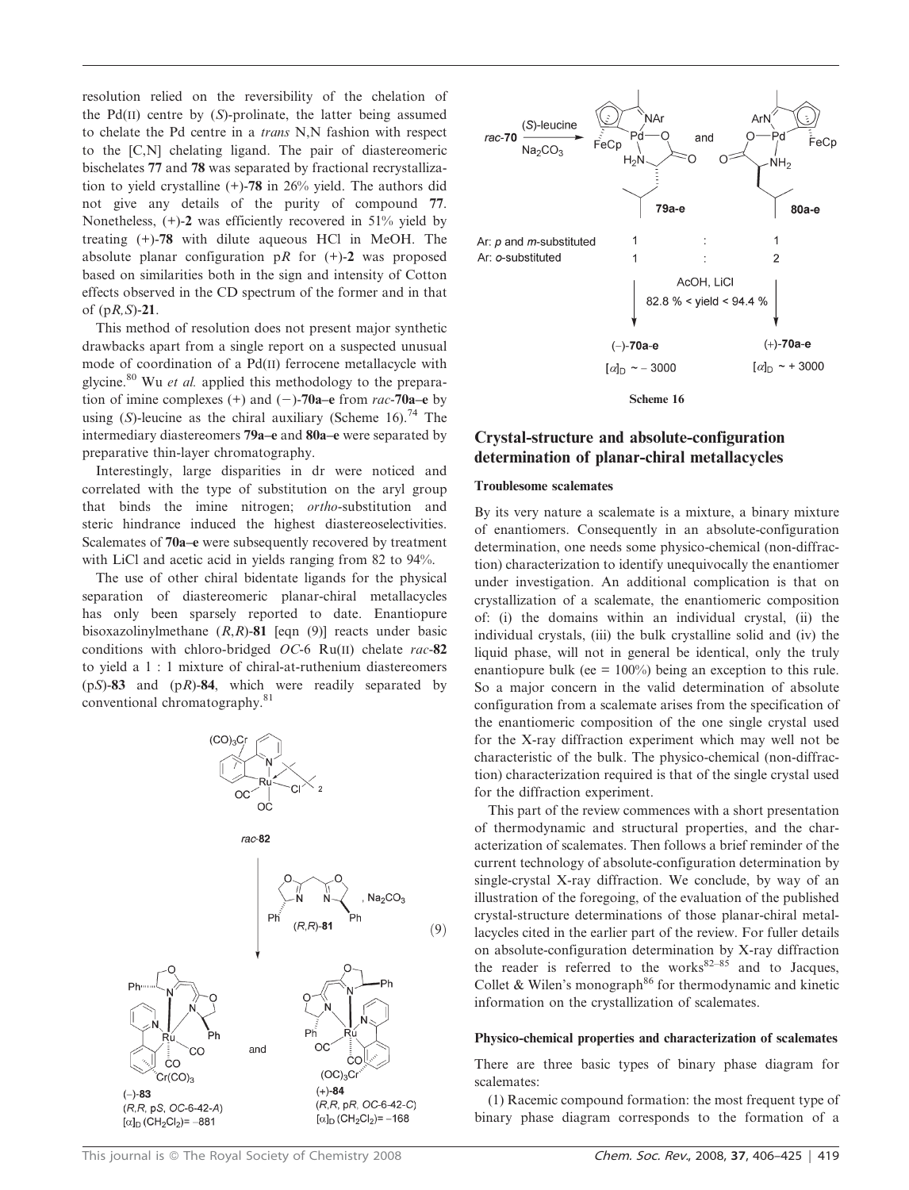resolution relied on the reversibility of the chelation of the Pd(II) centre by (*S*)-prolinate, the latter being assumed to chelate the Pd centre in a *trans* N,N fashion with respect to the [C,N] chelating ligand. The pair of diastereomeric bischelates **77** and **78** was separated by fractional recrystallization to yield crystalline (+)-**78** in 26% yield. The authors did not give any details of the purity of compound **77**. Nonetheless, (+)-**2** was efficiently recovered in 51% yield by treating (+)-**78** with dilute aqueous HCl in MeOH. The absolute planar configuration p*R* for (+)-**2** was proposed based on similarities both in the sign and intensity of Cotton effects observed in the CD spectrum of the former and in that of (p*R*,*S*)-**21**.

This method of resolution does not present major synthetic drawbacks apart from a single report on a suspected unusual mode of coordination of a Pd(II) ferrocene metallacycle with glycine.[80] Wu *et al.* applied this methodology to the preparation of imine complexes (+) and (−)-**70a–e** from *rac*-**70a–e** by using (*S*)-leucine as the chiral auxiliary (Scheme 16).[74] The intermediary diastereomers **79a–e** and **80a–e** were separated by preparative thin-layer chromatography.

Interestingly, large disparities in dr were noticed and correlated with the type of substitution on the aryl group that binds the imine nitrogen; *ortho*-substitution and steric hindrance induced the highest diastereoselectivities. Scalemates of **70a–e** were subsequently recovered by treatment with LiCl and acetic acid in yields ranging from 82 to 94%.

The use of other chiral bidentate ligands for the physical separation of diastereomeric planar-chiral metallacycles has only been sparsely reported to date. Enantiopure bisoxazolinylmethane (*R*,*R*)-**81** [eqn (9)] reacts under basic conditions with chloro-bridged *OC*-6 Ru(II) chelate *rac*-**82** to yield a 1 : 1 mixture of chiral-at-ruthenium diastereomers (p*S*)-**83** and (p*R*)-**84**, which were readily separated by conventional chromatography.[81]

(9)

Scheme 16

## Crystal-structure and absolute-configuration determination of planar-chiral metallacycles

### Troublesome scalemates

By its very nature a scalemate is a mixture, a binary mixture of enantiomers. Consequently in an absolute-configuration determination, one needs some physico-chemical (non-diffraction) characterization to identify unequivocally the enantiomer under investigation. An additional complication is that on crystallization of a scalemate, the enantiomeric composition of: (i) the domains within an individual crystal, (ii) the individual crystals, (iii) the bulk crystalline solid and (iv) the liquid phase, will not in general be identical, only the truly enantiopure bulk (ee = 100%) being an exception to this rule. So a major concern in the valid determination of absolute configuration from a scalemate arises from the specification of the enantiomeric composition of the one single crystal used for the X-ray diffraction experiment which may well not be characteristic of the bulk. The physico-chemical (non-diffraction) characterization required is that of the single crystal used for the diffraction experiment.

This part of the review commences with a short presentation of thermodynamic and structural properties, and the characterization of scalemates. Then follows a brief reminder of the current technology of absolute-configuration determination by single-crystal X-ray diffraction. We conclude, by way of an illustration of the foregoing, of the evaluation of the published crystal-structure determinations of those planar-chiral metallacycles cited in the earlier part of the review. For fuller details on absolute-configuration determination by X-ray diffraction the reader is referred to the works[82–85] and to Jacques, Collet & Wilen's monograph[86] for thermodynamic and kinetic information on the crystallization of scalemates.

### Physico-chemical properties and characterization of scalemates

There are three basic types of binary phase diagram for scalemates:

(1) Racemic compound formation: the most frequent type of binary phase diagram corresponds to the formation of a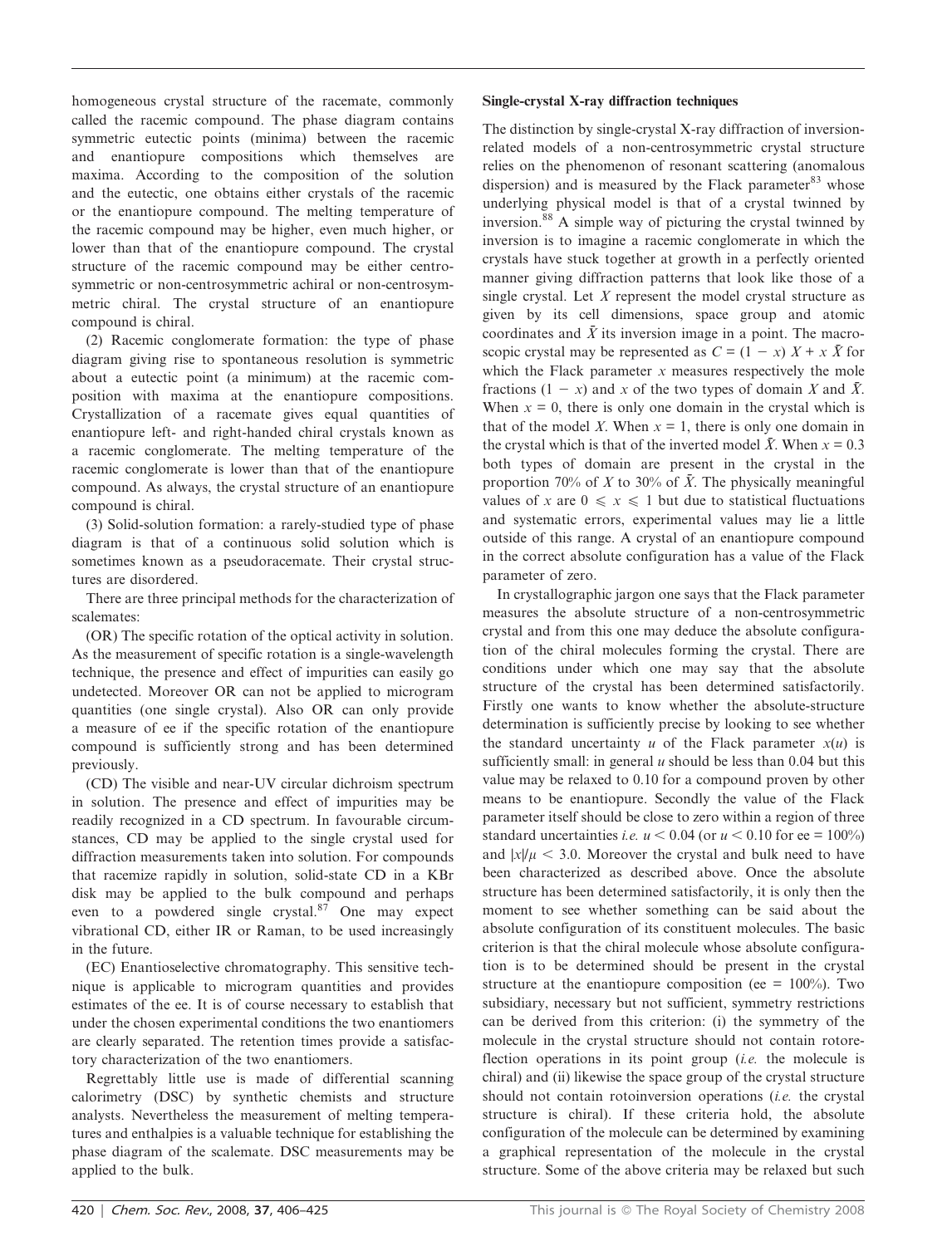homogeneous crystal structure of the racemate, commonly called the racemic compound. The phase diagram contains symmetric eutectic points (minima) between the racemic and enantiopure compositions which themselves are maxima. According to the composition of the solution and the eutectic, one obtains either crystals of the racemic or the enantiopure compound. The melting temperature of the racemic compound may be higher, even much higher, or lower than that of the enantiopure compound. The crystal structure of the racemic compound may be either centrosymmetric or non-centrosymmetric achiral or non-centrosymmetric chiral. The crystal structure of an enantiopure compound is chiral.

(2) Racemic conglomerate formation: the type of phase diagram giving rise to spontaneous resolution is symmetric about a eutectic point (a minimum) at the racemic composition with maxima at the enantiopure compositions. Crystallization of a racemate gives equal quantities of enantiopure left- and right-handed chiral crystals known as a racemic conglomerate. The melting temperature of the racemic conglomerate is lower than that of the enantiopure compound. As always, the crystal structure of an enantiopure compound is chiral.

(3) Solid-solution formation: a rarely-studied type of phase diagram is that of a continuous solid solution which is sometimes known as a pseudoracemate. Their crystal structures are disordered.

There are three principal methods for the characterization of scalemates:

(OR) The specific rotation of the optical activity in solution. As the measurement of specific rotation is a single-wavelength technique, the presence and effect of impurities can easily go undetected. Moreover OR can not be applied to microgram quantities (one single crystal). Also OR can only provide a measure of ee if the specific rotation of the enantiopure compound is sufficiently strong and has been determined previously.

(CD) The visible and near-UV circular dichroism spectrum in solution. The presence and effect of impurities may be readily recognized in a CD spectrum. In favourable circumstances, CD may be applied to the single crystal used for diffraction measurements taken into solution. For compounds that racemize rapidly in solution, solid-state CD in a KBr disk may be applied to the bulk compound and perhaps even to a powdered single crystal.[87] One may expect vibrational CD, either IR or Raman, to be used increasingly in the future.

(EC) Enantioselective chromatography. This sensitive technique is applicable to microgram quantities and provides estimates of the ee. It is of course necessary to establish that under the chosen experimental conditions the two enantiomers are clearly separated. The retention times provide a satisfactory characterization of the two enantiomers.

Regrettably little use is made of differential scanning calorimetry (DSC) by synthetic chemists and structure analysts. Nevertheless the measurement of melting temperatures and enthalpies is a valuable technique for establishing the phase diagram of the scalemate. DSC measurements may be applied to the bulk.

### Single-crystal X-ray diffraction techniques

The distinction by single-crystal X-ray diffraction of inversion-related models of a non-centrosymmetric crystal structure relies on the phenomenon of resonant scattering (anomalous dispersion) and is measured by the Flack parameter[83] whose underlying physical model is that of a crystal twinned by inversion.[88] A simple way of picturing the crystal twinned by inversion is to imagine a racemic conglomerate in which the crystals have stuck together at growth in a perfectly oriented manner giving diffraction patterns that look like those of a single crystal. Let $X$ represent the model crystal structure as given by its cell dimensions, space group and atomic coordinates and $\bar{X}$ its inversion image in a point. The macroscopic crystal may be represented as $C = (1 - x)\ X + x\ \bar{X}$ for which the Flack parameter $x$ measures respectively the mole fractions $(1 - x)$ and $x$ of the two types of domain $X$ and $\bar{X}$. When $x = 0$, there is only one domain in the crystal which is that of the model $X$. When $x = 1$, there is only one domain in the crystal which is that of the inverted model $\bar{X}$. When $x = 0.3$ both types of domain are present in the crystal in the proportion 70% of $X$ to 30% of $\bar{X}$. The physically meaningful values of $x$ are $0 \leqslant x \leqslant 1$ but due to statistical fluctuations and systematic errors, experimental values may lie a little outside of this range. A crystal of an enantiopure compound in the correct absolute configuration has a value of the Flack parameter of zero.

In crystallographic jargon one says that the Flack parameter measures the absolute structure of a non-centrosymmetric crystal and from this one may deduce the absolute configuration of the chiral molecules forming the crystal. There are conditions under which one may say that the absolute structure of the crystal has been determined satisfactorily. Firstly one wants to know whether the absolute-structure determination is sufficiently precise by looking to see whether the standard uncertainty $u$ of the Flack parameter $x(u)$ is sufficiently small: in general $u$ should be less than 0.04 but this value may be relaxed to 0.10 for a compound proven by other means to be enantiopure. Secondly the value of the Flack parameter itself should be close to zero within a region of three standard uncertainties *i.e.* $u < 0.04$ (or $u < 0.10$ for ee = 100%) and $|x|/\mu < 3.0$. Moreover the crystal and bulk need to have been characterized as described above. Once the absolute structure has been determined satisfactorily, it is only then the moment to see whether something can be said about the absolute configuration of its constituent molecules. The basic criterion is that the chiral molecule whose absolute configuration is to be determined should be present in the crystal structure at the enantiopure composition (ee = 100%). Two subsidiary, necessary but not sufficient, symmetry restrictions can be derived from this criterion: (i) the symmetry of the molecule in the crystal structure should not contain rotoreflection operations in its point group (*i.e.* the molecule is chiral) and (ii) likewise the space group of the crystal structure should not contain rotoinversion operations (*i.e.* the crystal structure is chiral). If these criteria hold, the absolute configuration of the molecule can be determined by examining a graphical representation of the molecule in the crystal structure. Some of the above criteria may be relaxed but such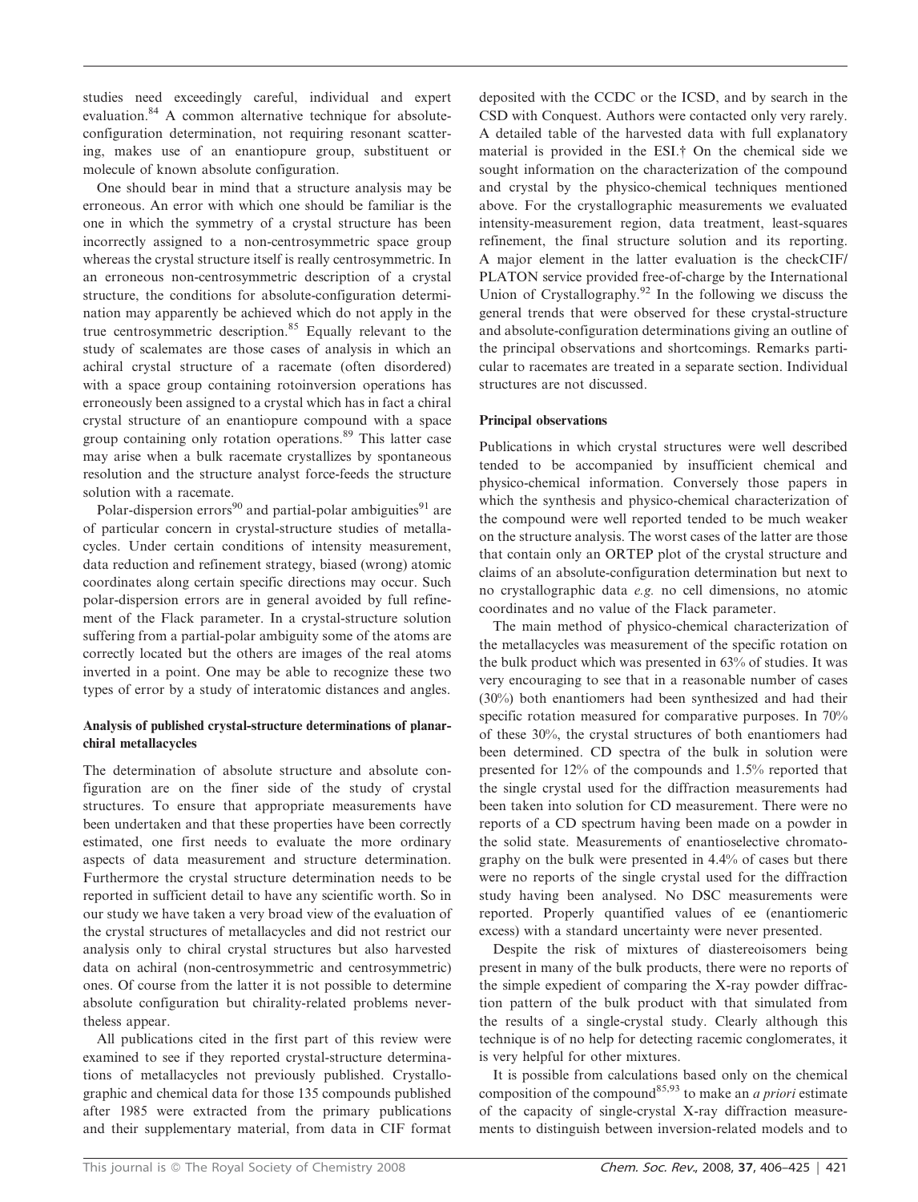studies need exceedingly careful, individual and expert evaluation.[84] A common alternative technique for absolute-configuration determination, not requiring resonant scattering, makes use of an enantiopure group, substituent or molecule of known absolute configuration.

One should bear in mind that a structure analysis may be erroneous. An error with which one should be familiar is the one in which the symmetry of a crystal structure has been incorrectly assigned to a non-centrosymmetric space group whereas the crystal structure itself is really centrosymmetric. In an erroneous non-centrosymmetric description of a crystal structure, the conditions for absolute-configuration determination may apparently be achieved which do not apply in the true centrosymmetric description.[85] Equally relevant to the study of scalemates are those cases of analysis in which an achiral crystal structure of a racemate (often disordered) with a space group containing rotoinversion operations has erroneously been assigned to a crystal which has in fact a chiral crystal structure of an enantiopure compound with a space group containing only rotation operations.[89] This latter case may arise when a bulk racemate crystallizes by spontaneous resolution and the structure analyst force-feeds the structure solution with a racemate.

Polar-dispersion errors[90] and partial-polar ambiguities[91] are of particular concern in crystal-structure studies of metallacycles. Under certain conditions of intensity measurement, data reduction and refinement strategy, biased (wrong) atomic coordinates along certain specific directions may occur. Such polar-dispersion errors are in general avoided by full refinement of the Flack parameter. In a crystal-structure solution suffering from a partial-polar ambiguity some of the atoms are correctly located but the others are images of the real atoms inverted in a point. One may be able to recognize these two types of error by a study of interatomic distances and angles.

**Analysis of published crystal-structure determinations of planar-chiral metallacycles**

The determination of absolute structure and absolute configuration are on the finer side of the study of crystal structures. To ensure that appropriate measurements have been undertaken and that these properties have been correctly estimated, one first needs to evaluate the more ordinary aspects of data measurement and structure determination. Furthermore the crystal structure determination needs to be reported in sufficient detail to have any scientific worth. So in our study we have taken a very broad view of the evaluation of the crystal structures of metallacycles and did not restrict our analysis only to chiral crystal structures but also harvested data on achiral (non-centrosymmetric and centrosymmetric) ones. Of course from the latter it is not possible to determine absolute configuration but chirality-related problems nevertheless appear.

All publications cited in the first part of this review were examined to see if they reported crystal-structure determinations of metallacycles not previously published. Crystallographic and chemical data for those 135 compounds published after 1985 were extracted from the primary publications and their supplementary material, from data in CIF format deposited with the CCDC or the ICSD, and by search in the CSD with Conquest. Authors were contacted only very rarely. A detailed table of the harvested data with full explanatory material is provided in the ESI.† On the chemical side we sought information on the characterization of the compound and crystal by the physico-chemical techniques mentioned above. For the crystallographic measurements we evaluated intensity-measurement region, data treatment, least-squares refinement, the final structure solution and its reporting. A major element in the latter evaluation is the checkCIF/PLATON service provided free-of-charge by the International Union of Crystallography.[92] In the following we discuss the general trends that were observed for these crystal-structure and absolute-configuration determinations giving an outline of the principal observations and shortcomings. Remarks particular to racemates are treated in a separate section. Individual structures are not discussed.

**Principal observations**

Publications in which crystal structures were well described tended to be accompanied by insufficient chemical and physico-chemical information. Conversely those papers in which the synthesis and physico-chemical characterization of the compound were well reported tended to be much weaker on the structure analysis. The worst cases of the latter are those that contain only an ORTEP plot of the crystal structure and claims of an absolute-configuration determination but next to no crystallographic data *e.g.* no cell dimensions, no atomic coordinates and no value of the Flack parameter.

The main method of physico-chemical characterization of the metallacycles was measurement of the specific rotation on the bulk product which was presented in 63% of studies. It was very encouraging to see that in a reasonable number of cases (30%) both enantiomers had been synthesized and had their specific rotation measured for comparative purposes. In 70% of these 30%, the crystal structures of both enantiomers had been determined. CD spectra of the bulk in solution were presented for 12% of the compounds and 1.5% reported that the single crystal used for the diffraction measurements had been taken into solution for CD measurement. There were no reports of a CD spectrum having been made on a powder in the solid state. Measurements of enantioselective chromatography on the bulk were presented in 4.4% of cases but there were no reports of the single crystal used for the diffraction study having been analysed. No DSC measurements were reported. Properly quantified values of ee (enantiomeric excess) with a standard uncertainty were never presented.

Despite the risk of mixtures of diastereoisomers being present in many of the bulk products, there were no reports of the simple expedient of comparing the X-ray powder diffraction pattern of the bulk product with that simulated from the results of a single-crystal study. Clearly although this technique is of no help for detecting racemic conglomerates, it is very helpful for other mixtures.

It is possible from calculations based only on the chemical composition of the compound[85,93] to make an *a priori* estimate of the capacity of single-crystal X-ray diffraction measurements to distinguish between inversion-related models and to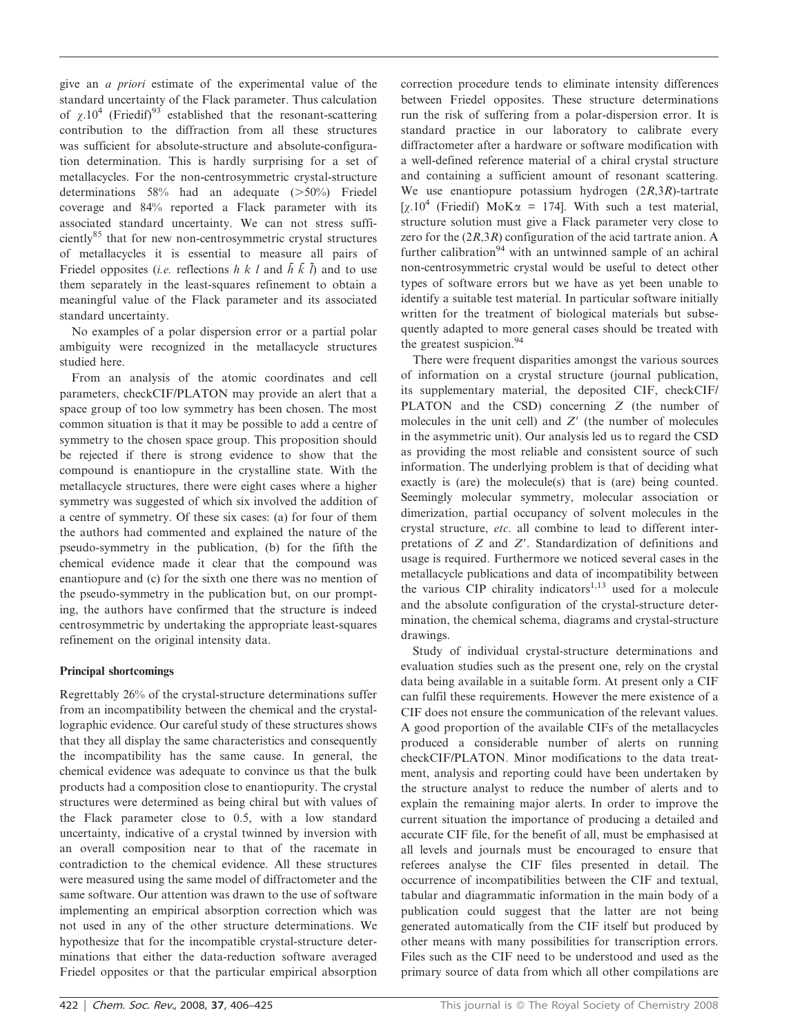give an *a priori* estimate of the experimental value of the standard uncertainty of the Flack parameter. Thus calculation of $\chi.10^4$ (Friedif)[93] established that the resonant-scattering contribution to the diffraction from all these structures was sufficient for absolute-structure and absolute-configuration determination. This is hardly surprising for a set of metallacycles. For the non-centrosymmetric crystal-structure determinations 58% had an adequate (>50%) Friedel coverage and 84% reported a Flack parameter with its associated standard uncertainty. We can not stress sufficiently[85] that for new non-centrosymmetric crystal structures of metallacycles it is essential to measure all pairs of Friedel opposites (*i.e.* reflections $h\ k\ l$ and $\bar{h}\ \bar{k}\ \bar{l}$) and to use them separately in the least-squares refinement to obtain a meaningful value of the Flack parameter and its associated standard uncertainty.

No examples of a polar dispersion error or a partial polar ambiguity were recognized in the metallacycle structures studied here.

From an analysis of the atomic coordinates and cell parameters, checkCIF/PLATON may provide an alert that a space group of too low symmetry has been chosen. The most common situation is that it may be possible to add a centre of symmetry to the chosen space group. This proposition should be rejected if there is strong evidence to show that the compound is enantiopure in the crystalline state. With the metallacycle structures, there were eight cases where a higher symmetry was suggested of which six involved the addition of a centre of symmetry. Of these six cases: (a) for four of them the authors had commented and explained the nature of the pseudo-symmetry in the publication, (b) for the fifth the chemical evidence made it clear that the compound was enantiopure and (c) for the sixth one there was no mention of the pseudo-symmetry in the publication but, on our prompting, the authors have confirmed that the structure is indeed centrosymmetric by undertaking the appropriate least-squares refinement on the original intensity data.

### Principal shortcomings

Regrettably 26% of the crystal-structure determinations suffer from an incompatibility between the chemical and the crystallographic evidence. Our careful study of these structures shows that they all display the same characteristics and consequently the incompatibility has the same cause. In general, the chemical evidence was adequate to convince us that the bulk products had a composition close to enantiopurity. The crystal structures were determined as being chiral but with values of the Flack parameter close to 0.5, with a low standard uncertainty, indicative of a crystal twinned by inversion with an overall composition near to that of the racemate in contradiction to the chemical evidence. All these structures were measured using the same model of diffractometer and the same software. Our attention was drawn to the use of software implementing an empirical absorption correction which was not used in any of the other structure determinations. We hypothesize that for the incompatible crystal-structure determinations that either the data-reduction software averaged Friedel opposites or that the particular empirical absorption correction procedure tends to eliminate intensity differences between Friedel opposites. These structure determinations run the risk of suffering from a polar-dispersion error. It is standard practice in our laboratory to calibrate every diffractometer after a hardware or software modification with a well-defined reference material of a chiral crystal structure and containing a sufficient amount of resonant scattering. We use enantiopure potassium hydrogen (2*R*,3*R*)-tartrate [$\chi.10^4$ (Friedif) MoK$\alpha$ = 174]. With such a test material, structure solution must give a Flack parameter very close to zero for the (2*R*,3*R*) configuration of the acid tartrate anion. A further calibration[94] with an untwinned sample of an achiral non-centrosymmetric crystal would be useful to detect other types of software errors but we have as yet been unable to identify a suitable test material. In particular software initially written for the treatment of biological materials but subsequently adapted to more general cases should be treated with the greatest suspicion.[94]

There were frequent disparities amongst the various sources of information on a crystal structure (journal publication, its supplementary material, the deposited CIF, checkCIF/PLATON and the CSD) concerning $Z$ (the number of molecules in the unit cell) and $Z'$ (the number of molecules in the asymmetric unit). Our analysis led us to regard the CSD as providing the most reliable and consistent source of such information. The underlying problem is that of deciding what exactly is (are) the molecule(s) that is (are) being counted. Seemingly molecular symmetry, molecular association or dimerization, partial occupancy of solvent molecules in the crystal structure, *etc*. all combine to lead to different interpretations of $Z$ and $Z'$. Standardization of definitions and usage is required. Furthermore we noticed several cases in the metallacycle publications and data of incompatibility between the various CIP chirality indicators[1,13] used for a molecule and the absolute configuration of the crystal-structure determination, the chemical schema, diagrams and crystal-structure drawings.

Study of individual crystal-structure determinations and evaluation studies such as the present one, rely on the crystal data being available in a suitable form. At present only a CIF can fulfil these requirements. However the mere existence of a CIF does not ensure the communication of the relevant values. A good proportion of the available CIFs of the metallacycles produced a considerable number of alerts on running checkCIF/PLATON. Minor modifications to the data treatment, analysis and reporting could have been undertaken by the structure analyst to reduce the number of alerts and to explain the remaining major alerts. In order to improve the current situation the importance of producing a detailed and accurate CIF file, for the benefit of all, must be emphasised at all levels and journals must be encouraged to ensure that referees analyse the CIF files presented in detail. The occurrence of incompatibilities between the CIF and textual, tabular and diagrammatic information in the main body of a publication could suggest that the latter are not being generated automatically from the CIF itself but produced by other means with many possibilities for transcription errors. Files such as the CIF need to be understood and used as the primary source of data from which all other compilations are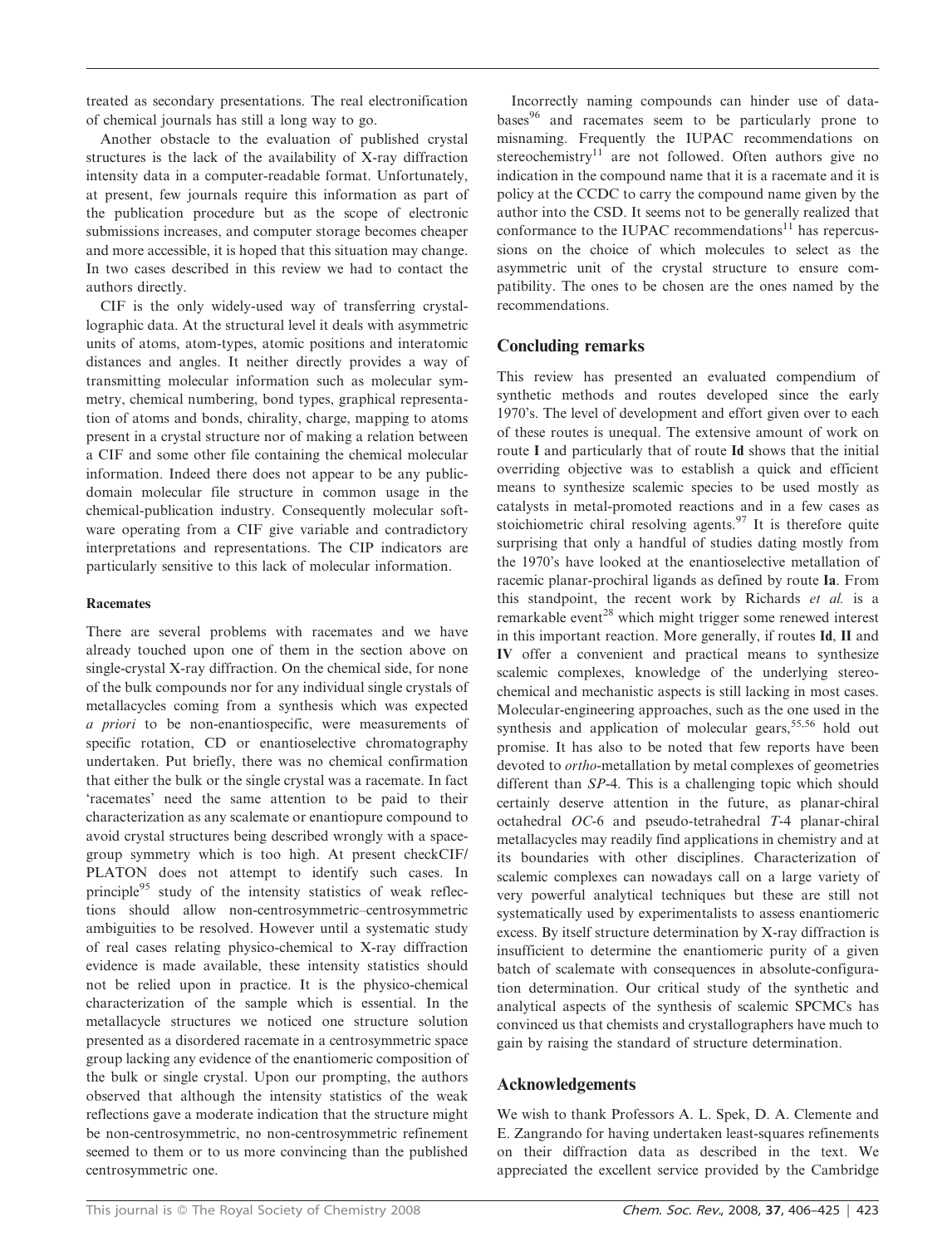treated as secondary presentations. The real electronification of chemical journals has still a long way to go.

Another obstacle to the evaluation of published crystal structures is the lack of the availability of X-ray diffraction intensity data in a computer-readable format. Unfortunately, at present, few journals require this information as part of the publication procedure but as the scope of electronic submissions increases, and computer storage becomes cheaper and more accessible, it is hoped that this situation may change. In two cases described in this review we had to contact the authors directly.

CIF is the only widely-used way of transferring crystallographic data. At the structural level it deals with asymmetric units of atoms, atom-types, atomic positions and interatomic distances and angles. It neither directly provides a way of transmitting molecular information such as molecular symmetry, chemical numbering, bond types, graphical representation of atoms and bonds, chirality, charge, mapping to atoms present in a crystal structure nor of making a relation between a CIF and some other file containing the chemical molecular information. Indeed there does not appear to be any public-domain molecular file structure in common usage in the chemical-publication industry. Consequently molecular software operating from a CIF give variable and contradictory interpretations and representations. The CIP indicators are particularly sensitive to this lack of molecular information.

#### Racemates

There are several problems with racemates and we have already touched upon one of them in the section above on single-crystal X-ray diffraction. On the chemical side, for none of the bulk compounds nor for any individual single crystals of metallacycles coming from a synthesis which was expected *a priori* to be non-enantiospecific, were measurements of specific rotation, CD or enantioselective chromatography undertaken. Put briefly, there was no chemical confirmation that either the bulk or the single crystal was a racemate. In fact 'racemates' need the same attention to be paid to their characterization as any scalemate or enantiopure compound to avoid crystal structures being described wrongly with a space-group symmetry which is too high. At present checkCIF/PLATON does not attempt to identify such cases. In principle[95] study of the intensity statistics of weak reflections should allow non-centrosymmetric–centrosymmetric ambiguities to be resolved. However until a systematic study of real cases relating physico-chemical to X-ray diffraction evidence is made available, these intensity statistics should not be relied upon in practice. It is the physico-chemical characterization of the sample which is essential. In the metallacycle structures we noticed one structure solution presented as a disordered racemate in a centrosymmetric space group lacking any evidence of the enantiomeric composition of the bulk or single crystal. Upon our prompting, the authors observed that although the intensity statistics of the weak reflections gave a moderate indication that the structure might be non-centrosymmetric, no non-centrosymmetric refinement seemed to them or to us more convincing than the published centrosymmetric one.

Incorrectly naming compounds can hinder use of databases[96] and racemates seem to be particularly prone to misnaming. Frequently the IUPAC recommendations on stereochemistry[11] are not followed. Often authors give no indication in the compound name that it is a racemate and it is policy at the CCDC to carry the compound name given by the author into the CSD. It seems not to be generally realized that conformance to the IUPAC recommendations[11] has repercussions on the choice of which molecules to select as the asymmetric unit of the crystal structure to ensure compatibility. The ones to be chosen are the ones named by the recommendations.

## Concluding remarks

This review has presented an evaluated compendium of synthetic methods and routes developed since the early 1970's. The level of development and effort given over to each of these routes is unequal. The extensive amount of work on route **I** and particularly that of route **Id** shows that the initial overriding objective was to establish a quick and efficient means to synthesize scalemic species to be used mostly as catalysts in metal-promoted reactions and in a few cases as stoichiometric chiral resolving agents.[97] It is therefore quite surprising that only a handful of studies dating mostly from the 1970's have looked at the enantioselective metallation of racemic planar-prochiral ligands as defined by route **Ia**. From this standpoint, the recent work by Richards *et al.* is a remarkable event[28] which might trigger some renewed interest in this important reaction. More generally, if routes **Id**, **II** and **IV** offer a convenient and practical means to synthesize scalemic complexes, knowledge of the underlying stereochemical and mechanistic aspects is still lacking in most cases. Molecular-engineering approaches, such as the one used in the synthesis and application of molecular gears,[55,56] hold out promise. It has also to be noted that few reports have been devoted to *ortho*-metallation by metal complexes of geometries different than *SP*-4. This is a challenging topic which should certainly deserve attention in the future, as planar-chiral octahedral *OC*-6 and pseudo-tetrahedral *T*-4 planar-chiral metallacycles may readily find applications in chemistry and at its boundaries with other disciplines. Characterization of scalemic complexes can nowadays call on a large variety of very powerful analytical techniques but these are still not systematically used by experimentalists to assess enantiomeric excess. By itself structure determination by X-ray diffraction is insufficient to determine the enantiomeric purity of a given batch of scalemate with consequences in absolute-configuration determination. Our critical study of the synthetic and analytical aspects of the synthesis of scalemic SPCMCs has convinced us that chemists and crystallographers have much to gain by raising the standard of structure determination.

## Acknowledgements

We wish to thank Professors A. L. Spek, D. A. Clemente and E. Zangrando for having undertaken least-squares refinements on their diffraction data as described in the text. We appreciated the excellent service provided by the Cambridge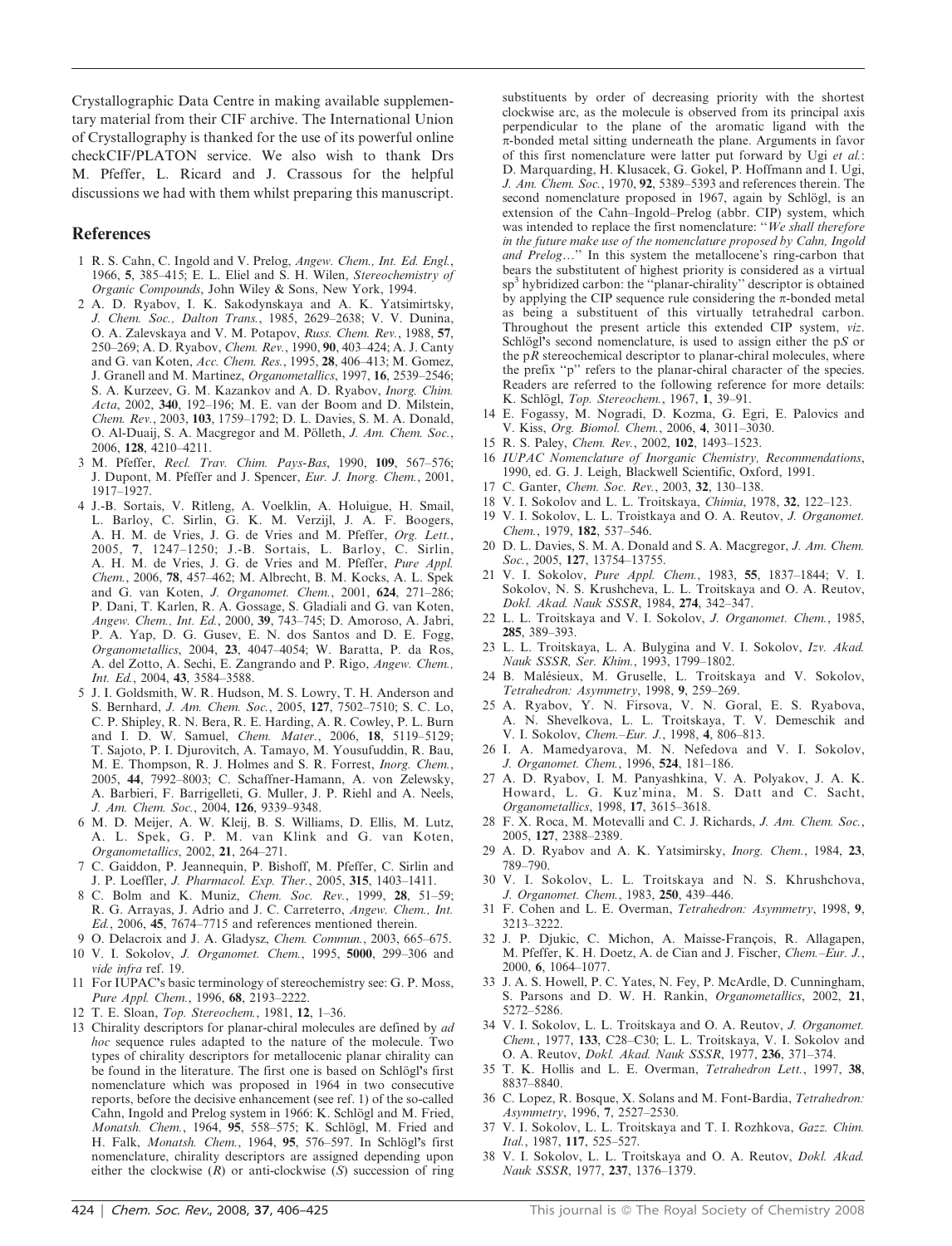Crystallographic Data Centre in making available supplementary material from their CIF archive. The International Union of Crystallography is thanked for the use of its powerful online checkCIF/PLATON service. We also wish to thank Drs M. Pfeffer, L. Ricard and J. Crassous for the helpful discussions we had with them whilst preparing this manuscript.

## References

1. R. S. Cahn, C. Ingold and V. Prelog, *Angew. Chem., Int. Ed. Engl.*, 1966, **5**, 385–415; E. L. Eliel and S. H. Wilen, *Stereochemistry of Organic Compounds*, John Wiley & Sons, New York, 1994.
2. A. D. Ryabov, I. K. Sakodynskaya and A. K. Yatsimirtsky, *J. Chem. Soc., Dalton Trans.*, 1985, 2629–2638; V. V. Dunina, O. A. Zalevskaya and V. M. Potapov, *Russ. Chem. Rev.*, 1988, **57**, 250–269; A. D. Ryabov, *Chem. Rev.*, 1990, **90**, 403–424; A. J. Canty and G. van Koten, *Acc. Chem. Res.*, 1995, **28**, 406–413; M. Gomez, J. Granell and M. Martinez, *Organometallics*, 1997, **16**, 2539–2546; S. A. Kurzeev, G. M. Kazankov and A. D. Ryabov, *Inorg. Chim. Acta*, 2002, **340**, 192–196; M. E. van der Boom and D. Milstein, *Chem. Rev.*, 2003, **103**, 1759–1792; D. L. Davies, S. M. A. Donald, O. Al-Duaij, S. A. Macgregor and M. Pölleth, *J. Am. Chem. Soc.*, 2006, **128**, 4210–4211.
3. M. Pfeffer, *Recl. Trav. Chim. Pays-Bas*, 1990, **109**, 567–576; J. Dupont, M. Pfeffer and J. Spencer, *Eur. J. Inorg. Chem.*, 2001, 1917–1927.
4. J.-B. Sortais, V. Ritleng, A. Voelklin, A. Holuigue, H. Smail, L. Barloy, C. Sirlin, G. K. M. Verzijl, J. A. F. Boogers, A. H. M. de Vries, J. G. de Vries and M. Pfeffer, *Org. Lett.*, 2005, **7**, 1247–1250; J.-B. Sortais, L. Barloy, C. Sirlin, A. H. M. de Vries, J. G. de Vries and M. Pfeffer, *Pure Appl. Chem.*, 2006, **78**, 457–462; M. Albrecht, B. M. Kocks, A. L. Spek and G. van Koten, *J. Organomet. Chem.*, 2001, **624**, 271–286; P. Dani, T. Karlen, R. A. Gossage, S. Gladiali and G. van Koten, *Angew. Chem., Int. Ed.*, 2000, **39**, 743–745; D. Amoroso, A. Jabri, P. A. Yap, D. G. Gusev, E. N. dos Santos and D. E. Fogg, *Organometallics*, 2004, **23**, 4047–4054; W. Baratta, P. da Ros, A. del Zotto, A. Sechi, E. Zangrando and P. Rigo, *Angew. Chem., Int. Ed.*, 2004, **43**, 3584–3588.
5. J. I. Goldsmith, W. R. Hudson, M. S. Lowry, T. H. Anderson and S. Bernhard, *J. Am. Chem. Soc.*, 2005, **127**, 7502–7510; S. C. Lo, C. P. Shipley, R. N. Bera, R. E. Harding, A. R. Cowley, P. L. Burn and I. D. W. Samuel, *Chem. Mater.*, 2006, **18**, 5119–5129; T. Sajoto, P. I. Djurovitch, A. Tamayo, M. Yousufuddin, R. Bau, M. E. Thompson, R. J. Holmes and S. R. Forrest, *Inorg. Chem.*, 2005, **44**, 7992–8003; C. Schaffner-Hamann, A. von Zelewsky, A. Barbieri, F. Barrigelleti, G. Muller, J. P. Riehl and A. Neels, *J. Am. Chem. Soc.*, 2004, **126**, 9339–9348.
6. M. D. Meijer, A. W. Kleij, B. S. Williams, D. Ellis, M. Lutz, A. L. Spek, G. P. M. van Klink and G. van Koten, *Organometallics*, 2002, **21**, 264–271.
7. C. Gaiddon, P. Jeannequin, P. Bishoff, M. Pfeffer, C. Sirlin and J. P. Loeffler, *J. Pharmacol. Exp. Ther.*, 2005, **315**, 1403–1411.
8. C. Bolm and K. Muniz, *Chem. Soc. Rev.*, 1999, **28**, 51–59; R. G. Arrayas, J. Adrio and J. C. Carreterro, *Angew. Chem., Int. Ed.*, 2006, **45**, 7674–7715 and references mentioned therein.
9. O. Delacroix and J. A. Gladysz, *Chem. Commun.*, 2003, 665–675.
10. V. I. Sokolov, *J. Organomet. Chem.*, 1995, **5000**, 299–306 and *vide infra* ref. 19.
11. For IUPAC's basic terminology of stereochemistry see: G. P. Moss, *Pure Appl. Chem.*, 1996, **68**, 2193–2222.
12. T. E. Sloan, *Top. Stereochem.*, 1981, **12**, 1–36.
13. Chirality descriptors for planar-chiral molecules are defined by *ad hoc* sequence rules adapted to the nature of the molecule. Two types of chirality descriptors for metallocenic planar chirality can be found in the literature. The first one is based on Schlögl's first nomenclature which was proposed in 1964 in two consecutive reports, before the decisive enhancement (see ref. 1) of the so-called Cahn, Ingold and Prelog system in 1966: K. Schlögl and M. Fried, *Monatsh. Chem.*, 1964, **95**, 558–575; K. Schlögl, M. Fried and H. Falk, *Monatsh. Chem.*, 1964, **95**, 576–597. In Schlögl's first nomenclature, chirality descriptors are assigned depending upon either the clockwise ($R$) or anti-clockwise ($S$) succession of ring substituents by order of decreasing priority with the shortest clockwise arc, as the molecule is observed from its principal axis perpendicular to the plane of the aromatic ligand with the π-bonded metal sitting underneath the plane. Arguments in favor of this first nomenclature were latter put forward by Ugi *et al.*: D. Marquarding, H. Klusacek, G. Gokel, P. Hoffmann and I. Ugi, *J. Am. Chem. Soc.*, 1970, **92**, 5389–5393 and references therein. The second nomenclature proposed in 1967, again by Schlögl, is an extension of the Cahn–Ingold–Prelog (abbr. CIP) system, which was intended to replace the first nomenclature: "*We shall therefore in the future make use of the nomenclature proposed by Cahn, Ingold and Prelog*..." In this system the metallocene's ring-carbon that bears the substitutent of highest priority is considered as a virtual $sp^3$ hybridized carbon: the "planar-chirality" descriptor is obtained by applying the CIP sequence rule considering the π-bonded metal as being a substituent of this virtually tetrahedral carbon. Throughout the present article this extended CIP system, *viz*. Schlögl's second nomenclature, is used to assign either the p$S$ or the p$R$ stereochemical descriptor to planar-chiral molecules, where the prefix "p" refers to the planar-chiral character of the species. Readers are referred to the following reference for more details: K. Schlögl, *Top. Stereochem.*, 1967, **1**, 39–91.
14. E. Fogassy, M. Nogradi, D. Kozma, G. Egri, E. Palovics and V. Kiss, *Org. Biomol. Chem.*, 2006, **4**, 3011–3030.
15. R. S. Paley, *Chem. Rev.*, 2002, **102**, 1493–1523.
16. *IUPAC Nomenclature of Inorganic Chemistry, Recommendations*, 1990, ed. G. J. Leigh, Blackwell Scientific, Oxford, 1991.
17. C. Ganter, *Chem. Soc. Rev.*, 2003, **32**, 130–138.
18. V. I. Sokolov and L. L. Troitskaya, *Chimia*, 1978, **32**, 122–123.
19. V. I. Sokolov, L. L. Troitskaya and O. A. Reutov, *J. Organomet. Chem.*, 1979, **182**, 537–546.
20. D. L. Davies, S. M. A. Donald and S. A. Macgregor, *J. Am. Chem. Soc.*, 2005, **127**, 13754–13755.
21. V. I. Sokolov, *Pure Appl. Chem.*, 1983, **55**, 1837–1844; V. I. Sokolov, N. S. Krushcheva, L. L. Troitskaya and O. A. Reutov, *Dokl. Akad. Nauk SSSR*, 1984, **274**, 342–347.
22. L. L. Troitskaya and V. I. Sokolov, *J. Organomet. Chem.*, 1985, **285**, 389–393.
23. L. L. Troitskaya, L. A. Bulygina and V. I. Sokolov, *Izv. Akad. Nauk SSSR, Ser. Khim.*, 1993, 1799–1802.
24. B. Malésieux, M. Gruselle, L. Troitskaya and V. Sokolov, *Tetrahedron: Asymmetry*, 1998, **9**, 259–269.
25. A. Ryabov, Y. N. Firsova, V. N. Goral, E. S. Ryabova, A. N. Shevelkova, L. L. Troitskaya, T. V. Demeschik and V. I. Sokolov, *Chem.–Eur. J.*, 1998, **4**, 806–813.
26. I. A. Mamedyarova, M. N. Nefedova and V. I. Sokolov, *J. Organomet. Chem.*, 1996, **524**, 181–186.
27. A. D. Ryabov, I. M. Panyashkina, V. A. Polyakov, J. A. K. Howard, L. G. Kuz'mina, M. S. Datt and C. Sacht, *Organometallics*, 1998, **17**, 3615–3618.
28. F. X. Roca, M. Motevalli and C. J. Richards, *J. Am. Chem. Soc.*, 2005, **127**, 2388–2389.
29. A. D. Ryabov and A. K. Yatsimirsky, *Inorg. Chem.*, 1984, **23**, 789–790.
30. V. I. Sokolov, L. L. Troitskaya and N. S. Khrushchova, *J. Organomet. Chem.*, 1983, **250**, 439–446.
31. F. Cohen and L. E. Overman, *Tetrahedron: Asymmetry*, 1998, **9**, 3213–3222.
32. J. P. Djukic, C. Michon, A. Maisse-François, R. Allagapen, M. Pfeffer, K. H. Doetz, A. de Cian and J. Fischer, *Chem.–Eur. J.*, 2000, **6**, 1064–1077.
33. J. A. S. Howell, P. C. Yates, N. Fey, P. McArdle, D. Cunningham, S. Parsons and D. W. H. Rankin, *Organometallics*, 2002, **21**, 5272–5286.
34. V. I. Sokolov, L. L. Troitskaya and O. A. Reutov, *J. Organomet. Chem.*, 1977, **133**, C28–C30; L. L. Troitskaya, V. I. Sokolov and O. A. Reutov, *Dokl. Akad. Nauk SSSR*, 1977, **236**, 371–374.
35. T. K. Hollis and L. E. Overman, *Tetrahedron Lett.*, 1997, **38**, 8837–8840.
36. C. Lopez, R. Bosque, X. Solans and M. Font-Bardia, *Tetrahedron: Asymmetry*, 1996, **7**, 2527–2530.
37. V. I. Sokolov, L. L. Troitskaya and T. I. Rozhkova, *Gazz. Chim. Ital.*, 1987, **117**, 525–527.
38. V. I. Sokolov, L. L. Troitskaya and O. A. Reutov, *Dokl. Akad. Nauk SSSR*, 1977, **237**, 1376–1379.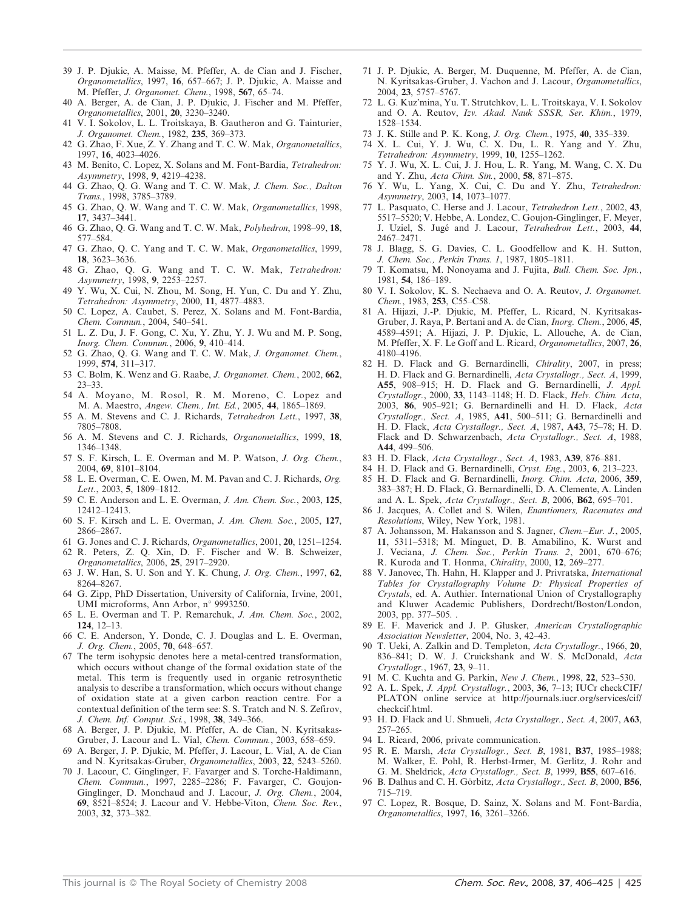39 J. P. Djukic, A. Maisse, M. Pfeffer, A. de Cian and J. Fischer, *Organometallics*, 1997, **16**, 657–667; J. P. Djukic, A. Maisse and M. Pfeffer, *J. Organomet. Chem.*, 1998, **567**, 65–74.

40 A. Berger, A. de Cian, J. P. Djukic, J. Fischer and M. Pfeffer, *Organometallics*, 2001, **20**, 3230–3240.

41 V. I. Sokolov, L. L. Troitskaya, B. Gautheron and G. Tainturier, *J. Organomet. Chem.*, 1982, **235**, 369–373.

42 G. Zhao, F. Xue, Z. Y. Zhang and T. C. W. Mak, *Organometallics*, 1997, **16**, 4023–4026.

43 M. Benito, C. Lopez, X. Solans and M. Font-Bardia, *Tetrahedron: Asymmetry*, 1998, **9**, 4219–4238.

44 G. Zhao, Q. G. Wang and T. C. W. Mak, *J. Chem. Soc., Dalton Trans.*, 1998, 3785–3789.

45 G. Zhao, Q. W. Wang and T. C. W. Mak, *Organometallics*, 1998, **17**, 3437–3441.

46 G. Zhao, Q. G. Wang and T. C. W. Mak, *Polyhedron*, 1998–99, **18**, 577–584.

47 G. Zhao, Q. C. Yang and T. C. W. Mak, *Organometallics*, 1999, **18**, 3623–3636.

48 G. Zhao, Q. G. Wang and T. C. W. Mak, *Tetrahedron: Asymmetry*, 1998, **9**, 2253–2257.

49 Y. Wu, X. Cui, N. Zhou, M. Song, H. Yun, C. Du and Y. Zhu, *Tetrahedron: Asymmetry*, 2000, **11**, 4877–4883.

50 C. Lopez, A. Caubet, S. Perez, X. Solans and M. Font-Bardia, *Chem. Commun.*, 2004, 540–541.

51 L. Z. Du, J. F. Gong, C. Xu, Y. Zhu, Y. J. Wu and M. P. Song, *Inorg. Chem. Commun.*, 2006, **9**, 410–414.

52 G. Zhao, Q. G. Wang and T. C. W. Mak, *J. Organomet. Chem.*, 1999, **574**, 311–317.

53 C. Bolm, K. Wenz and G. Raabe, *J. Organomet. Chem.*, 2002, **662**, 23–33.

54 A. Moyano, M. Rosol, R. M. Moreno, C. Lopez and M. A. Maestro, *Angew. Chem., Int. Ed.*, 2005, **44**, 1865–1869.

55 A. M. Stevens and C. J. Richards, *Tetrahedron Lett.*, 1997, **38**, 7805–7808.

56 A. M. Stevens and C. J. Richards, *Organometallics*, 1999, **18**, 1346–1348.

57 S. F. Kirsch, L. E. Overman and M. P. Watson, *J. Org. Chem.*, 2004, **69**, 8101–8104.

58 L. E. Overman, C. E. Owen, M. M. Pavan and C. J. Richards, *Org. Lett.*, 2003, **5**, 1809–1812.

59 C. E. Anderson and L. E. Overman, *J. Am. Chem. Soc.*, 2003, **125**, 12412–12413.

60 S. F. Kirsch and L. E. Overman, *J. Am. Chem. Soc.*, 2005, **127**, 2866–2867.

61 G. Jones and C. J. Richards, *Organometallics*, 2001, **20**, 1251–1254.

62 R. Peters, Z. Q. Xin, D. F. Fischer and W. B. Schweizer, *Organometallics*, 2006, **25**, 2917–2920.

63 J. W. Han, S. U. Son and Y. K. Chung, *J. Org. Chem.*, 1997, **62**, 8264–8267.

64 G. Zipp, PhD Dissertation, University of California, Irvine, 2001, UMI microforms, Ann Arbor, n° 9993250.

65 L. E. Overman and T. P. Remarchuk, *J. Am. Chem. Soc.*, 2002, **124**, 12–13.

66 C. E. Anderson, Y. Donde, C. J. Douglas and L. E. Overman, *J. Org. Chem.*, 2005, **70**, 648–657.

67 The term isohypsic denotes here a metal-centred transformation, which occurs without change of the formal oxidation state of the metal. This term is frequently used in organic retrosynthetic analysis to describe a transformation, which occurs without change of oxidation state at a given carbon reaction centre. For a contextual definition of the term see: S. S. Tratch and N. S. Zefirov, *J. Chem. Inf. Comput. Sci.*, 1998, **38**, 349–366.

68 A. Berger, J. P. Djukic, M. Pfeffer, A. de Cian, N. Kyritsakas-Gruber, J. Lacour and L. Vial, *Chem. Commun.*, 2003, 658–659.

69 A. Berger, J. P. Djukic, M. Pfeffer, J. Lacour, L. Vial, A. de Cian and N. Kyritsakas-Gruber, *Organometallics*, 2003, **22**, 5243–5260.

70 J. Lacour, C. Ginglinger, F. Favarger and S. Torche-Haldimann, *Chem. Commun.*, 1997, 2285–2286; F. Favarger, C. Goujon-Ginglinger, D. Monchaud and J. Lacour, *J. Org. Chem.*, 2004, **69**, 8521–8524; J. Lacour and V. Hebbe-Viton, *Chem. Soc. Rev.*, 2003, **32**, 373–382.

71 J. P. Djukic, A. Berger, M. Duquenne, M. Pfeffer, A. de Cian, N. Kyritsakas-Gruber, J. Vachon and J. Lacour, *Organometallics*, 2004, **23**, 5757–5767.

72 L. G. Kuz'mina, Yu. T. Strutchkov, L. L. Troitskaya, V. I. Sokolov and O. A. Reutov, *Izv. Akad. Nauk SSSR, Ser. Khim.*, 1979, 1528–1534.

73 J. K. Stille and P. K. Kong, *J. Org. Chem.*, 1975, **40**, 335–339.

74 X. L. Cui, Y. J. Wu, C. X. Du, L. R. Yang and Y. Zhu, *Tetrahedron: Asymmetry*, 1999, **10**, 1255–1262.

75 Y. J. Wu, X. L. Cui, J. J. Hou, L. R. Yang, M. Wang, C. X. Du and Y. Zhu, *Acta Chim. Sin.*, 2000, **58**, 871–875.

76 Y. Wu, L. Yang, X. Cui, C. Du and Y. Zhu, *Tetrahedron: Asymmetry*, 2003, **14**, 1073–1077.

77 L. Pasquato, C. Herse and J. Lacour, *Tetrahedron Lett.*, 2002, **43**, 5517–5520; V. Hebbe, A. Londez, C. Goujon-Ginglinger, F. Meyer, J. Uziel, S. Jugé and J. Lacour, *Tetrahedron Lett.*, 2003, **44**, 2467–2471.

78 J. Blagg, S. G. Davies, C. L. Goodfellow and K. H. Sutton, *J. Chem. Soc., Perkin Trans. 1*, 1987, 1805–1811.

79 T. Komatsu, M. Nonoyama and J. Fujita, *Bull. Chem. Soc. Jpn.*, 1981, **54**, 186–189.

80 V. I. Sokolov, K. S. Nechaeva and O. A. Reutov, *J. Organomet. Chem.*, 1983, **253**, C55–C58.

81 A. Hijazi, J.-P. Djukic, M. Pfeffer, L. Ricard, N. Kyritsakas-Gruber, J. Raya, P. Bertani and A. de Cian, *Inorg. Chem.*, 2006, **45**, 4589–4591; A. Hijazi, J. P. Djukic, L. Allouche, A. de Cian, M. Pfeffer, X. F. Le Goff and L. Ricard, *Organometallics*, 2007, **26**, 4180–4196.

82 H. D. Flack and G. Bernardinelli, *Chirality*, 2007, in press; H. D. Flack and G. Bernardinelli, *Acta Crystallogr., Sect. A*, 1999, **A55**, 908–915; H. D. Flack and G. Bernardinelli, *J. Appl. Crystallogr.*, 2000, **33**, 1143–1148; H. D. Flack, *Helv. Chim. Acta*, 2003, **86**, 905–921; G. Bernardinelli and H. D. Flack, *Acta Crystallogr., Sect. A*, 1985, **A41**, 500–511; G. Bernardinelli and H. D. Flack, *Acta Crystallogr., Sect. A*, 1987, **A43**, 75–78; H. D. Flack and D. Schwarzenbach, *Acta Crystallogr., Sect. A*, 1988, **A44**, 499–506.

83 H. D. Flack, *Acta Crystallogr., Sect. A*, 1983, **A39**, 876–881.

84 H. D. Flack and G. Bernardinelli, *Cryst. Eng.*, 2003, **6**, 213–223.

85 H. D. Flack and G. Bernardinelli, *Inorg. Chim. Acta*, 2006, **359**, 383–387; H. D. Flack, G. Bernardinelli, D. A. Clemente, A. Linden and A. L. Spek, *Acta Crystallogr., Sect. B*, 2006, **B62**, 695–701.

86 J. Jacques, A. Collet and S. Wilen, *Enantiomers, Racemates and Resolutions*, Wiley, New York, 1981.

87 A. Johansson, M. Hakansson and S. Jagner, *Chem.–Eur. J.*, 2005, **11**, 5311–5318; M. Minguet, D. B. Amabilino, K. Wurst and J. Veciana, *J. Chem. Soc., Perkin Trans. 2*, 2001, 670–676; R. Kuroda and T. Honma, *Chirality*, 2000, **12**, 269–277.

88 V. Janovec, Th. Hahn, H. Klapper and J. Privratska, *International Tables for Crystallography Volume D: Physical Properties of Crystals*, ed. A. Authier. International Union of Crystallography and Kluwer Academic Publishers, Dordrecht/Boston/London, 2003, pp. 377–505. .

89 E. F. Maverick and J. P. Glusker, *American Crystallographic Association Newsletter*, 2004, No. 3, 42–43.

90 T. Ueki, A. Zalkin and D. Templeton, *Acta Crystallogr.*, 1966, **20**, 836–841; D. W. J. Cruickshank and W. S. McDonald, *Acta Crystallogr.*, 1967, **23**, 9–11.

91 M. C. Kuchta and G. Parkin, *New J. Chem.*, 1998, **22**, 523–530.

92 A. L. Spek, *J. Appl. Crystallogr.*, 2003, **36**, 7–13; IUCr checkCIF/PLATON online service at http://journals.iucr.org/services/cif/checkcif.html.

93 H. D. Flack and U. Shmueli, *Acta Crystallogr., Sect. A*, 2007, **A63**, 257–265.

94 L. Ricard, 2006, private communication.

95 R. E. Marsh, *Acta Crystallogr., Sect. B*, 1981, **B37**, 1985–1988; M. Walker, E. Pohl, R. Herbst-Irmer, M. Gerlitz, J. Rohr and G. M. Sheldrick, *Acta Crystallogr., Sect. B*, 1999, **B55**, 607–616.

96 B. Dalhus and C. H. Görbitz, *Acta Crystallogr., Sect. B*, 2000, **B56**, 715–719.

97 C. Lopez, R. Bosque, D. Sainz, X. Solans and M. Font-Bardia, *Organometallics*, 1997, **16**, 3261–3266.